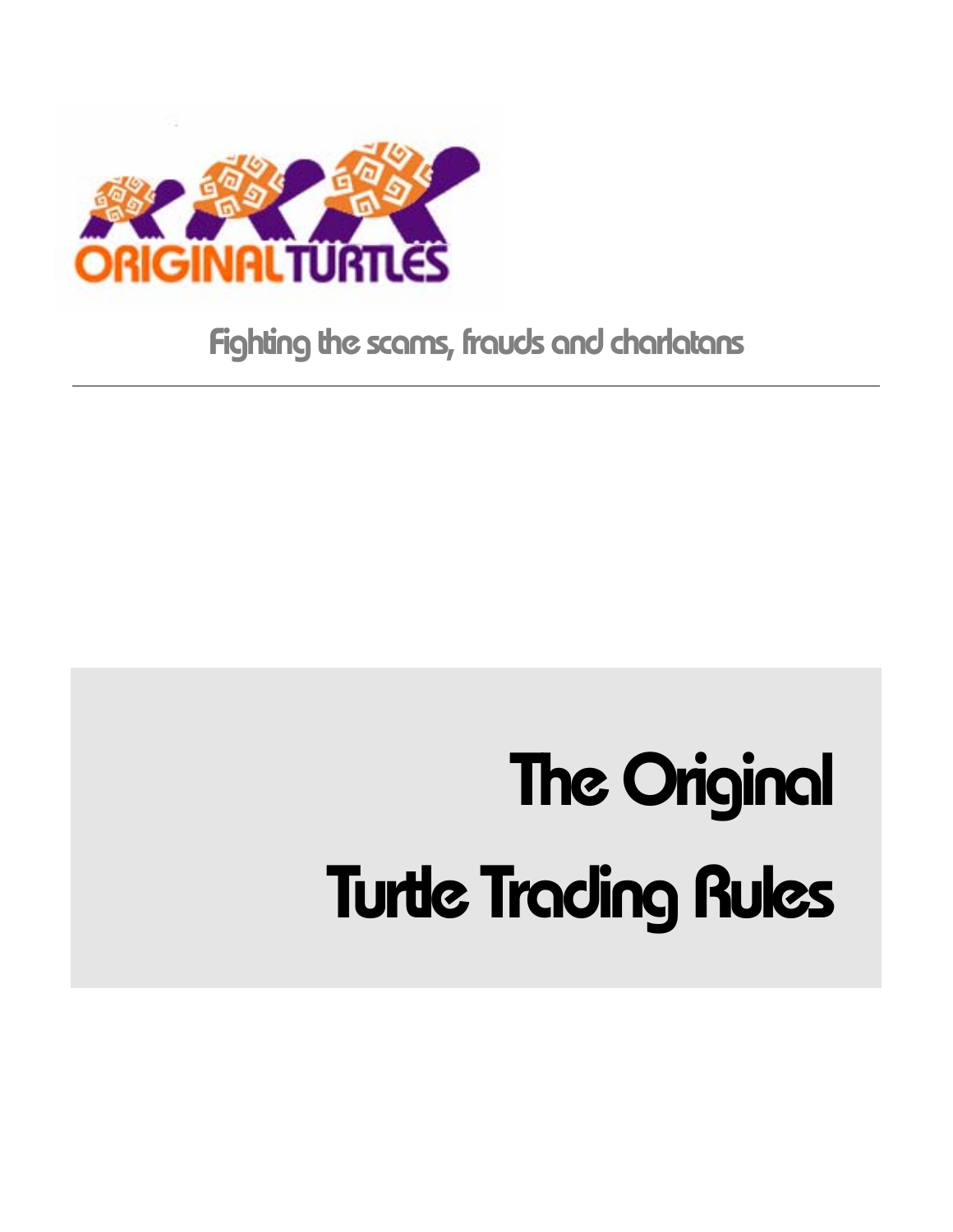ORIGINAL TURTLES

Fighting the scams, frauds and charlatans

---

# The Original Turtle Trading Rules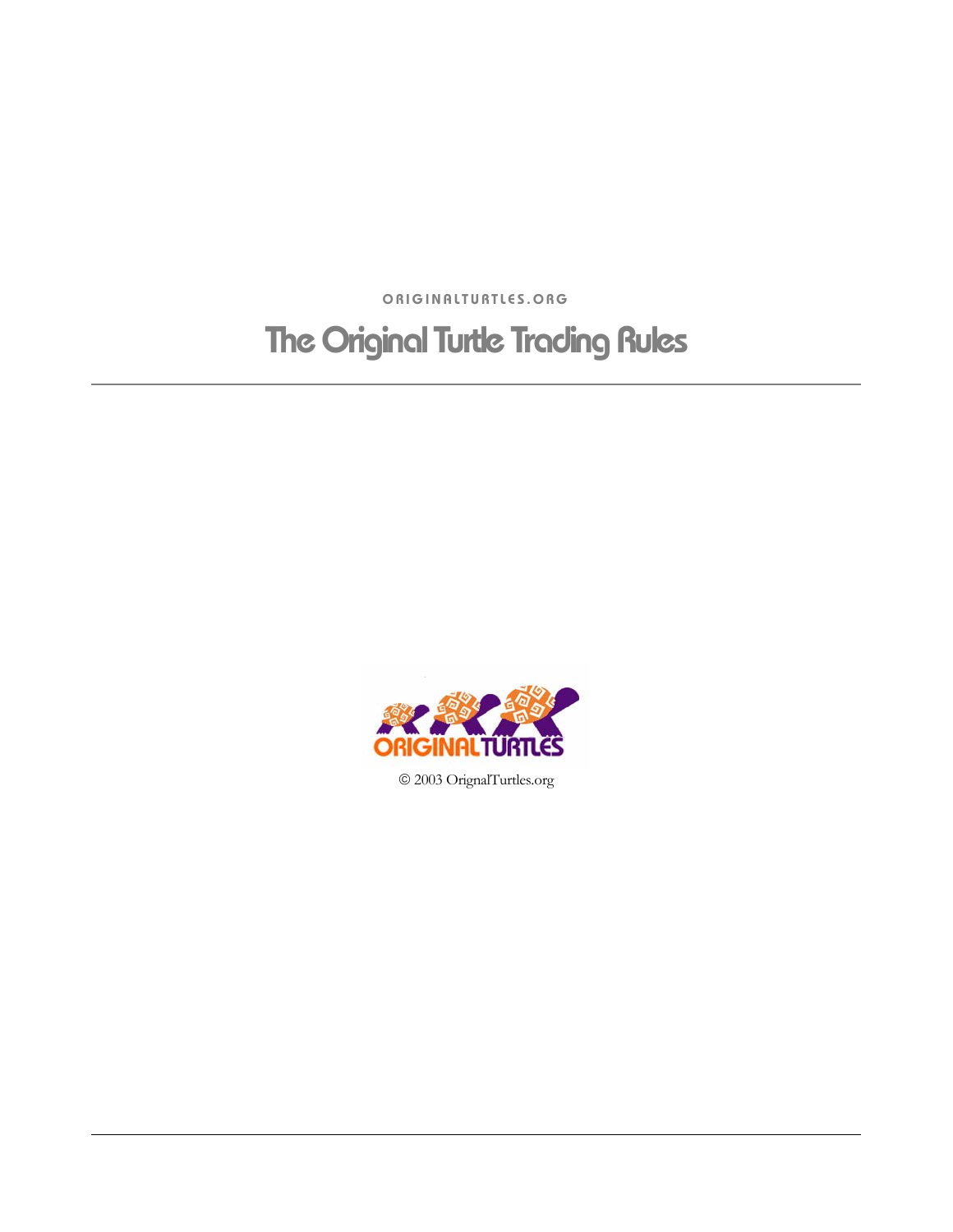ORIGINALTURTLES.ORG

# The Original Turtle Trading Rules

---

© 2003 OrignalTurtles.org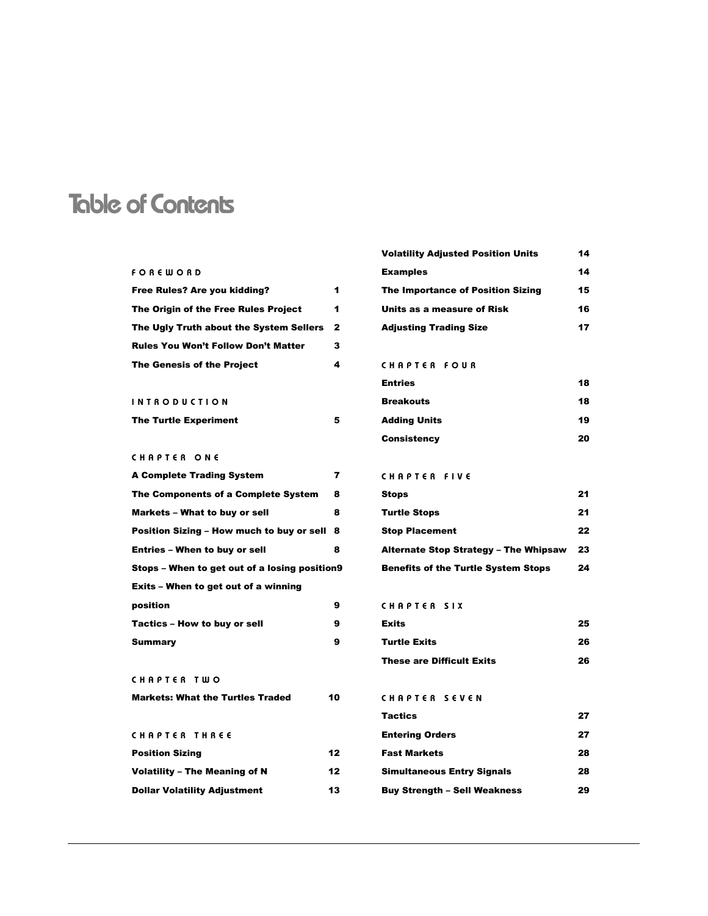# Table of Contents

| | |
|---|---|
| **FOREWORD** | |
| **Free Rules? Are you kidding?** | **1** |
| **The Origin of the Free Rules Project** | **1** |
| **The Ugly Truth about the System Sellers** | **2** |
| **Rules You Won't Follow Don't Matter** | **3** |
| **The Genesis of the Project** | **4** |
| **INTRODUCTION** | |
| **The Turtle Experiment** | **5** |
| **CHAPTER ONE** | |
| **A Complete Trading System** | **7** |
| **The Components of a Complete System** | **8** |
| **Markets – What to buy or sell** | **8** |
| **Position Sizing – How much to buy or sell** | **8** |
| **Entries – When to buy or sell** | **8** |
| **Stops – When to get out of a losing position** | **9** |
| **Exits – When to get out of a winning position** | **9** |
| **Tactics – How to buy or sell** | **9** |
| **Summary** | **9** |
| **CHAPTER TWO** | |
| **Markets: What the Turtles Traded** | **10** |
| **CHAPTER THREE** | |
| **Position Sizing** | **12** |
| **Volatility – The Meaning of N** | **12** |
| **Dollar Volatility Adjustment** | **13** |
| **Volatility Adjusted Position Units** | **14** |
| **Examples** | **14** |
| **The Importance of Position Sizing** | **15** |
| **Units as a measure of Risk** | **16** |
| **Adjusting Trading Size** | **17** |
| **CHAPTER FOUR** | |
| **Entries** | **18** |
| **Breakouts** | **18** |
| **Adding Units** | **19** |
| **Consistency** | **20** |
| **CHAPTER FIVE** | |
| **Stops** | **21** |
| **Turtle Stops** | **21** |
| **Stop Placement** | **22** |
| **Alternate Stop Strategy – The Whipsaw** | **23** |
| **Benefits of the Turtle System Stops** | **24** |
| **CHAPTER SIX** | |
| **Exits** | **25** |
| **Turtle Exits** | **26** |
| **These are Difficult Exits** | **26** |
| **CHAPTER SEVEN** | |
| **Tactics** | **27** |
| **Entering Orders** | **27** |
| **Fast Markets** | **28** |
| **Simultaneous Entry Signals** | **28** |
| **Buy Strength – Sell Weakness** | **29** |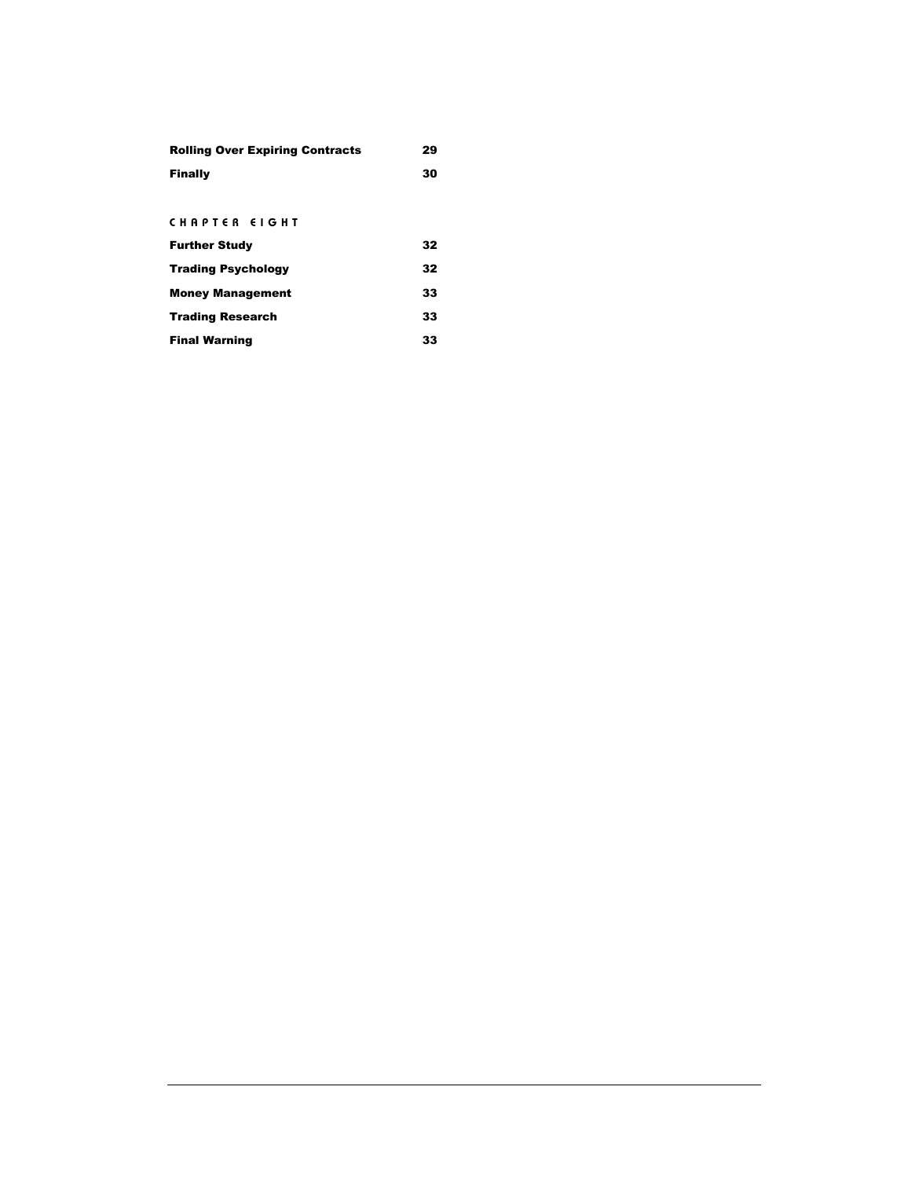| | |
|---|---|
| **Rolling Over Expiring Contracts** | **29** |
| **Finally** | **30** |

CHAPTER EIGHT

| | |
|---|---|
| **Further Study** | **32** |
| **Trading Psychology** | **32** |
| **Money Management** | **33** |
| **Trading Research** | **33** |
| **Final Warning** | **33** |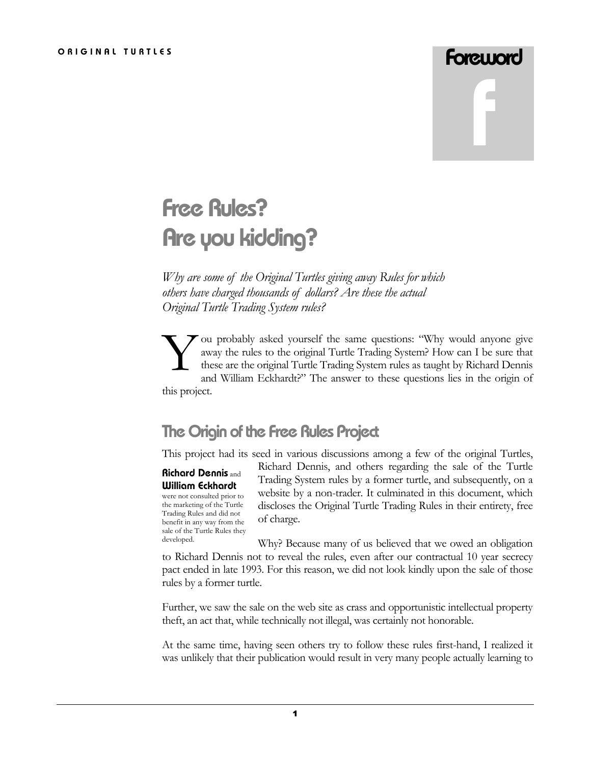# Foreword

## Free Rules? Are you kidding?

*Why are some of the Original Turtles giving away Rules for which others have charged thousands of dollars? Are these the actual Original Turtle Trading System rules?*

You probably asked yourself the same questions: "Why would anyone give away the rules to the original Turtle Trading System? How can I be sure that these are the original Turtle Trading System rules as taught by Richard Dennis and William Eckhardt?" The answer to these questions lies in the origin of this project.

### The Origin of the Free Rules Project

This project had its seed in various discussions among a few of the original Turtles, Richard Dennis, and others regarding the sale of the Turtle Trading System rules by a former turtle, and subsequently, on a website by a non-trader. It culminated in this document, which discloses the Original Turtle Trading Rules in their entirety, free of charge.

**Richard Dennis** and **William Eckhardt** were not consulted prior to the marketing of the Turtle Trading Rules and did not benefit in any way from the sale of the Turtle Rules they developed.

Why? Because many of us believed that we owed an obligation to Richard Dennis not to reveal the rules, even after our contractual 10 year secrecy pact ended in late 1993. For this reason, we did not look kindly upon the sale of those rules by a former turtle.

Further, we saw the sale on the web site as crass and opportunistic intellectual property theft, an act that, while technically not illegal, was certainly not honorable.

At the same time, having seen others try to follow these rules first-hand, I realized it was unlikely that their publication would result in very many people actually learning to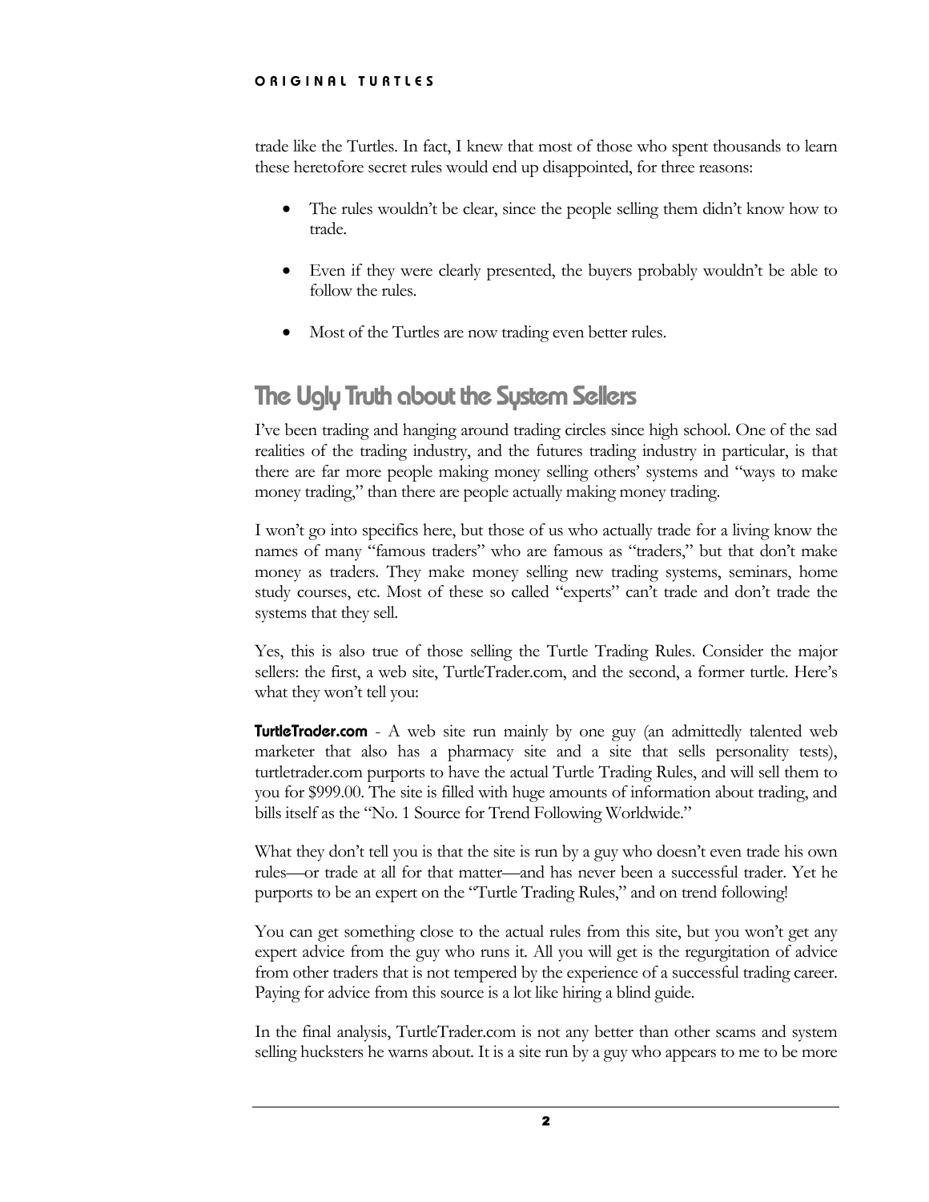trade like the Turtles. In fact, I knew that most of those who spent thousands to learn these heretofore secret rules would end up disappointed, for three reasons:

- The rules wouldn't be clear, since the people selling them didn't know how to trade.
- Even if they were clearly presented, the buyers probably wouldn't be able to follow the rules.
- Most of the Turtles are now trading even better rules.

## The Ugly Truth about the System Sellers

I've been trading and hanging around trading circles since high school. One of the sad realities of the trading industry, and the futures trading industry in particular, is that there are far more people making money selling others' systems and "ways to make money trading," than there are people actually making money trading.

I won't go into specifics here, but those of us who actually trade for a living know the names of many "famous traders" who are famous as "traders," but that don't make money as traders. They make money selling new trading systems, seminars, home study courses, etc. Most of these so called "experts" can't trade and don't trade the systems that they sell.

Yes, this is also true of those selling the Turtle Trading Rules. Consider the major sellers: the first, a web site, TurtleTrader.com, and the second, a former turtle. Here's what they won't tell you:

**TurtleTrader.com** - A web site run mainly by one guy (an admittedly talented web marketer that also has a pharmacy site and a site that sells personality tests), turtletrader.com purports to have the actual Turtle Trading Rules, and will sell them to you for $999.00. The site is filled with huge amounts of information about trading, and bills itself as the "No. 1 Source for Trend Following Worldwide."

What they don't tell you is that the site is run by a guy who doesn't even trade his own rules—or trade at all for that matter—and has never been a successful trader. Yet he purports to be an expert on the "Turtle Trading Rules," and on trend following!

You can get something close to the actual rules from this site, but you won't get any expert advice from the guy who runs it. All you will get is the regurgitation of advice from other traders that is not tempered by the experience of a successful trading career. Paying for advice from this source is a lot like hiring a blind guide.

In the final analysis, TurtleTrader.com is not any better than other scams and system selling hucksters he warns about. It is a site run by a guy who appears to me to be more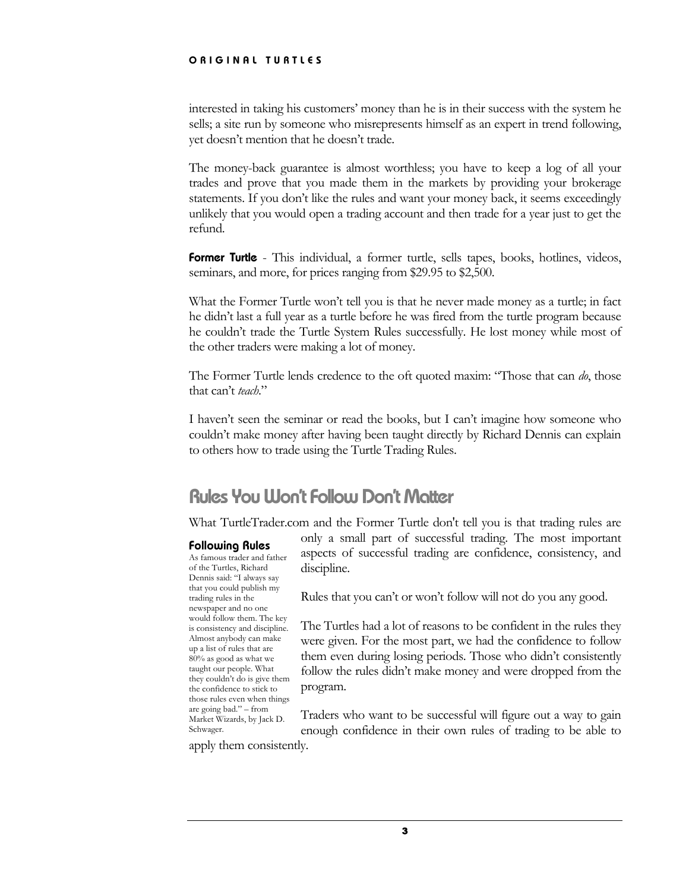interested in taking his customers' money than he is in their success with the system he sells; a site run by someone who misrepresents himself as an expert in trend following, yet doesn't mention that he doesn't trade.

The money-back guarantee is almost worthless; you have to keep a log of all your trades and prove that you made them in the markets by providing your brokerage statements. If you don't like the rules and want your money back, it seems exceedingly unlikely that you would open a trading account and then trade for a year just to get the refund.

**Former Turtle** - This individual, a former turtle, sells tapes, books, hotlines, videos, seminars, and more, for prices ranging from $29.95 to $2,500.

What the Former Turtle won't tell you is that he never made money as a turtle; in fact he didn't last a full year as a turtle before he was fired from the turtle program because he couldn't trade the Turtle System Rules successfully. He lost money while most of the other traders were making a lot of money.

The Former Turtle lends credence to the oft quoted maxim: "Those that can *do*, those that can't *teach*."

I haven't seen the seminar or read the books, but I can't imagine how someone who couldn't make money after having been taught directly by Richard Dennis can explain to others how to trade using the Turtle Trading Rules.

## Rules You Won't Follow Don't Matter

What TurtleTrader.com and the Former Turtle don't tell you is that trading rules are only a small part of successful trading. The most important aspects of successful trading are confidence, consistency, and discipline.

Rules that you can't or won't follow will not do you any good.

The Turtles had a lot of reasons to be confident in the rules they were given. For the most part, we had the confidence to follow them even during losing periods. Those who didn't consistently follow the rules didn't make money and were dropped from the program.

Traders who want to be successful will figure out a way to gain enough confidence in their own rules of trading to be able to apply them consistently.

#### Following Rules

As famous trader and father of the Turtles, Richard Dennis said: "I always say that you could publish my trading rules in the newspaper and no one would follow them. The key is consistency and discipline. Almost anybody can make up a list of rules that are 80% as good as what we taught our people. What they couldn't do is give them the confidence to stick to those rules even when things are going bad." – from Market Wizards, by Jack D. Schwager.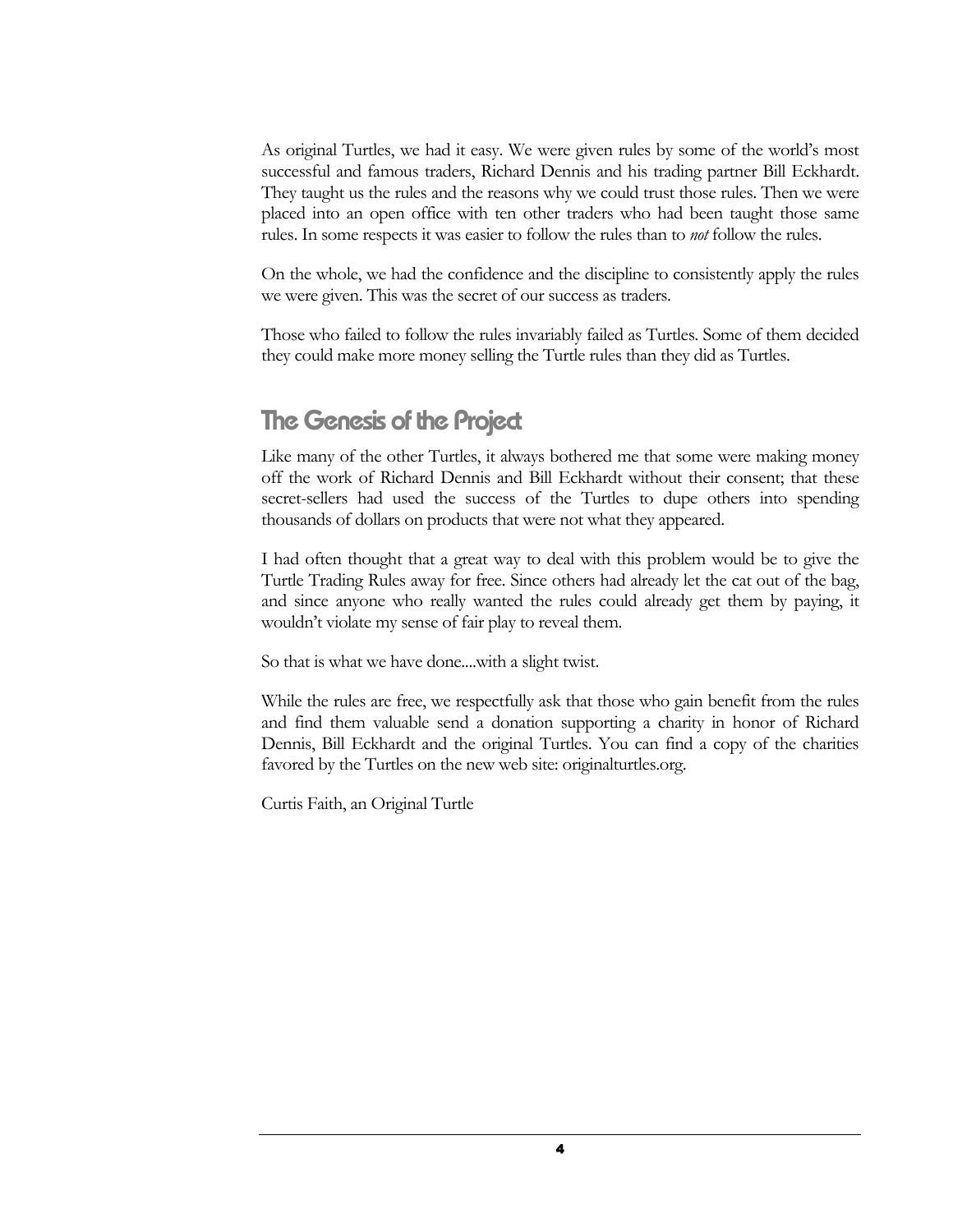As original Turtles, we had it easy. We were given rules by some of the world's most successful and famous traders, Richard Dennis and his trading partner Bill Eckhardt. They taught us the rules and the reasons why we could trust those rules. Then we were placed into an open office with ten other traders who had been taught those same rules. In some respects it was easier to follow the rules than to *not* follow the rules.

On the whole, we had the confidence and the discipline to consistently apply the rules we were given. This was the secret of our success as traders.

Those who failed to follow the rules invariably failed as Turtles. Some of them decided they could make more money selling the Turtle rules than they did as Turtles.

## The Genesis of the Project

Like many of the other Turtles, it always bothered me that some were making money off the work of Richard Dennis and Bill Eckhardt without their consent; that these secret-sellers had used the success of the Turtles to dupe others into spending thousands of dollars on products that were not what they appeared.

I had often thought that a great way to deal with this problem would be to give the Turtle Trading Rules away for free. Since others had already let the cat out of the bag, and since anyone who really wanted the rules could already get them by paying, it wouldn't violate my sense of fair play to reveal them.

So that is what we have done....with a slight twist.

While the rules are free, we respectfully ask that those who gain benefit from the rules and find them valuable send a donation supporting a charity in honor of Richard Dennis, Bill Eckhardt and the original Turtles. You can find a copy of the charities favored by the Turtles on the new web site: originalturtles.org.

Curtis Faith, an Original Turtle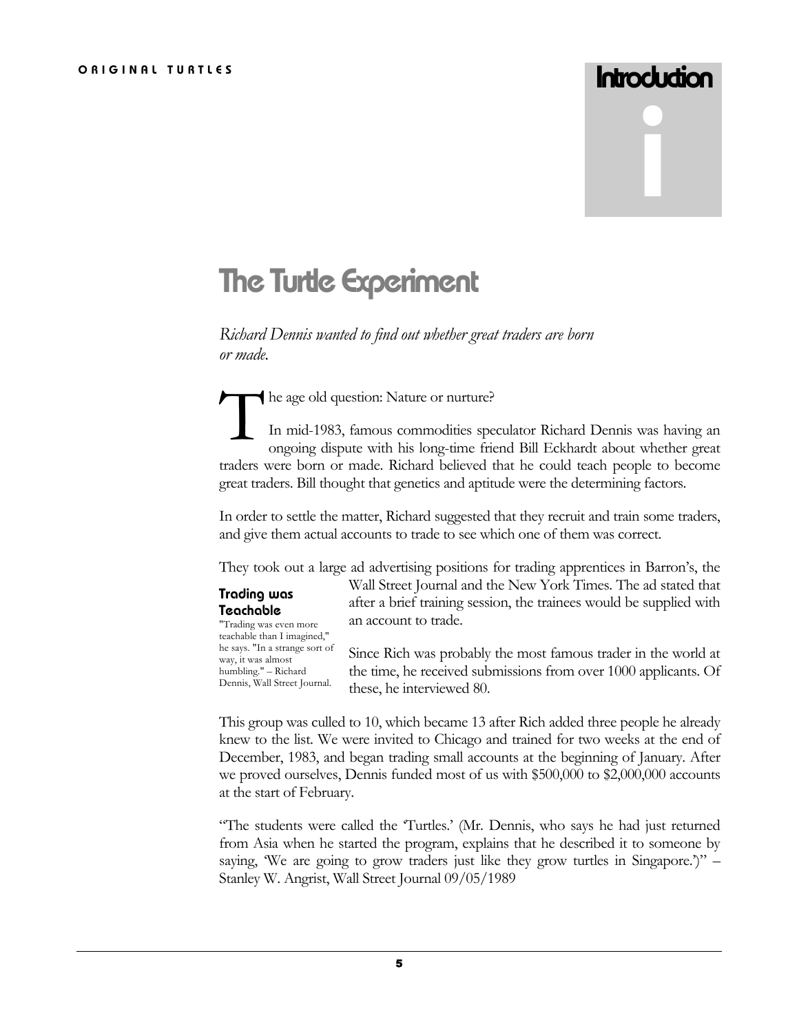# Introduction

## The Turtle Experiment

*Richard Dennis wanted to find out whether great traders are born or made.*

The age old question: Nature or nurture?

In mid-1983, famous commodities speculator Richard Dennis was having an ongoing dispute with his long-time friend Bill Eckhardt about whether great traders were born or made. Richard believed that he could teach people to become great traders. Bill thought that genetics and aptitude were the determining factors.

In order to settle the matter, Richard suggested that they recruit and train some traders, and give them actual accounts to trade to see which one of them was correct.

They took out a large ad advertising positions for trading apprentices in Barron's, the Wall Street Journal and the New York Times. The ad stated that after a brief training session, the trainees would be supplied with an account to trade.

Since Rich was probably the most famous trader in the world at the time, he received submissions from over 1000 applicants. Of these, he interviewed 80.

**Trading was Teachable**

"Trading was even more teachable than I imagined," he says. "In a strange sort of way, it was almost humbling." – Richard Dennis, Wall Street Journal.

This group was culled to 10, which became 13 after Rich added three people he already knew to the list. We were invited to Chicago and trained for two weeks at the end of December, 1983, and began trading small accounts at the beginning of January. After we proved ourselves, Dennis funded most of us with $500,000 to $2,000,000 accounts at the start of February.

"The students were called the 'Turtles.' (Mr. Dennis, who says he had just returned from Asia when he started the program, explains that he described it to someone by saying, 'We are going to grow traders just like they grow turtles in Singapore.')" – Stanley W. Angrist, Wall Street Journal 09/05/1989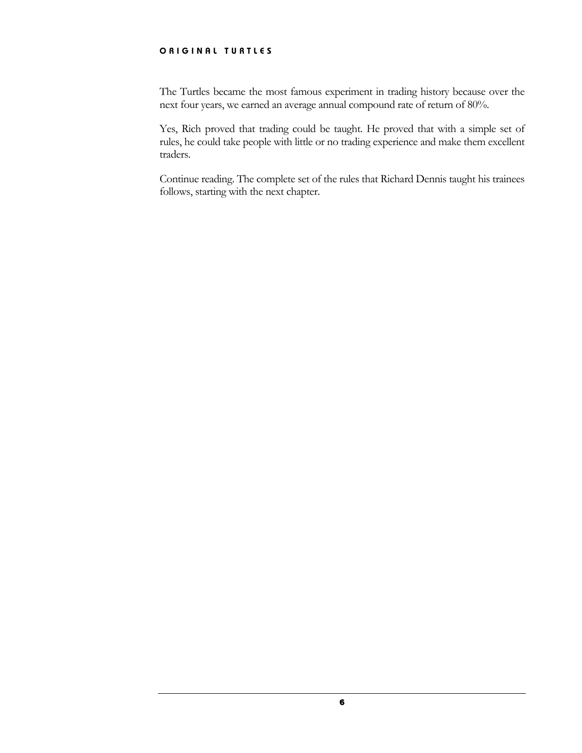The Turtles became the most famous experiment in trading history because over the next four years, we earned an average annual compound rate of return of 80%.

Yes, Rich proved that trading could be taught. He proved that with a simple set of rules, he could take people with little or no trading experience and make them excellent traders.

Continue reading. The complete set of the rules that Richard Dennis taught his trainees follows, starting with the next chapter.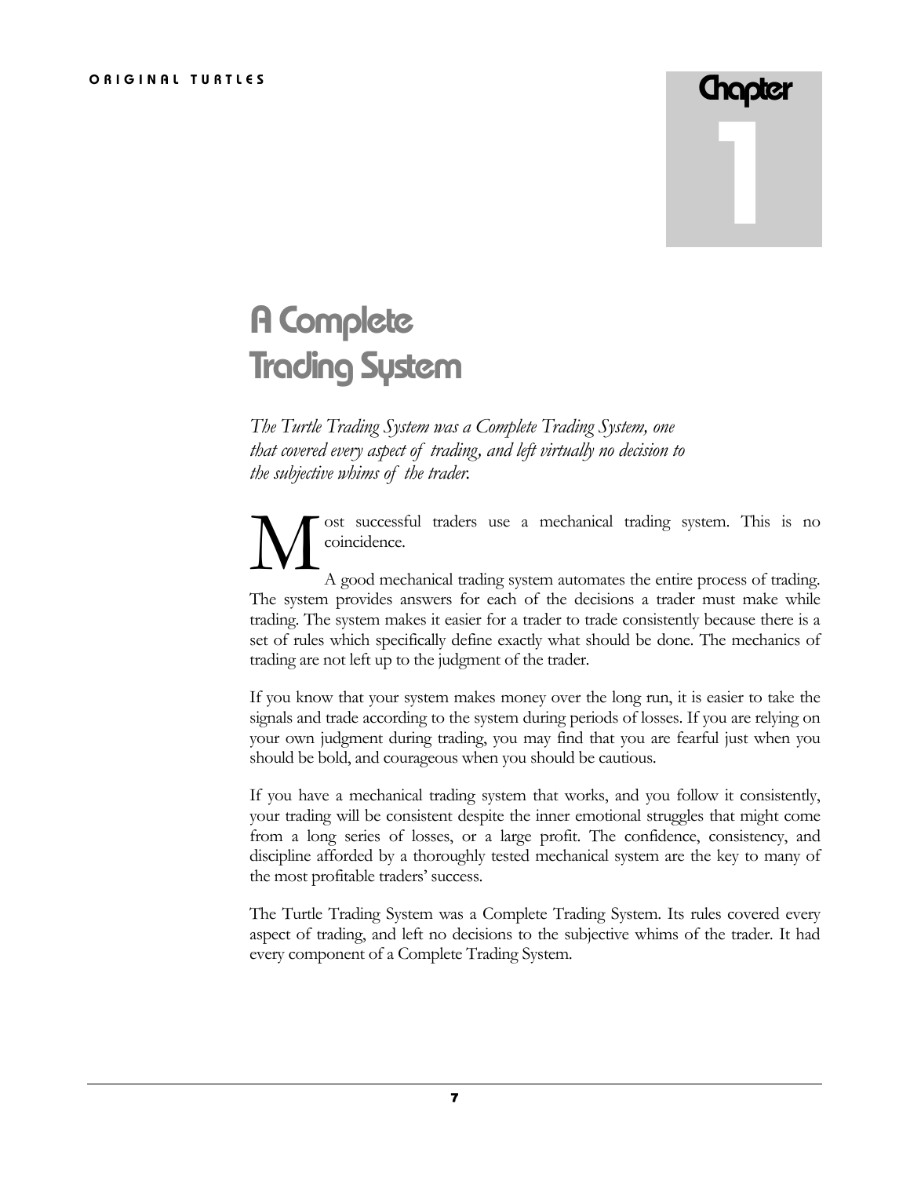# Chapter 1

# A Complete Trading System

*The Turtle Trading System was a Complete Trading System, one that covered every aspect of trading, and left virtually no decision to the subjective whims of the trader.*

Most successful traders use a mechanical trading system. This is no coincidence.

A good mechanical trading system automates the entire process of trading. The system provides answers for each of the decisions a trader must make while trading. The system makes it easier for a trader to trade consistently because there is a set of rules which specifically define exactly what should be done. The mechanics of trading are not left up to the judgment of the trader.

If you know that your system makes money over the long run, it is easier to take the signals and trade according to the system during periods of losses. If you are relying on your own judgment during trading, you may find that you are fearful just when you should be bold, and courageous when you should be cautious.

If you have a mechanical trading system that works, and you follow it consistently, your trading will be consistent despite the inner emotional struggles that might come from a long series of losses, or a large profit. The confidence, consistency, and discipline afforded by a thoroughly tested mechanical system are the key to many of the most profitable traders' success.

The Turtle Trading System was a Complete Trading System. Its rules covered every aspect of trading, and left no decisions to the subjective whims of the trader. It had every component of a Complete Trading System.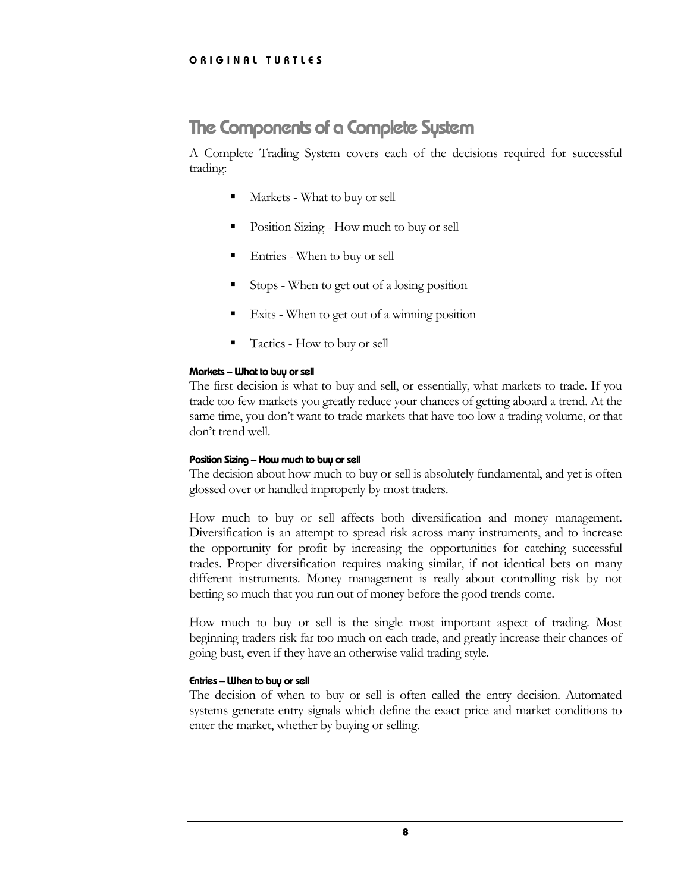# The Components of a Complete System

A Complete Trading System covers each of the decisions required for successful trading:

- Markets - What to buy or sell
- Position Sizing - How much to buy or sell
- Entries - When to buy or sell
- Stops - When to get out of a losing position
- Exits - When to get out of a winning position
- Tactics - How to buy or sell

#### Markets – What to buy or sell

The first decision is what to buy and sell, or essentially, what markets to trade. If you trade too few markets you greatly reduce your chances of getting aboard a trend. At the same time, you don't want to trade markets that have too low a trading volume, or that don't trend well.

#### Position Sizing – How much to buy or sell

The decision about how much to buy or sell is absolutely fundamental, and yet is often glossed over or handled improperly by most traders.

How much to buy or sell affects both diversification and money management. Diversification is an attempt to spread risk across many instruments, and to increase the opportunity for profit by increasing the opportunities for catching successful trades. Proper diversification requires making similar, if not identical bets on many different instruments. Money management is really about controlling risk by not betting so much that you run out of money before the good trends come.

How much to buy or sell is the single most important aspect of trading. Most beginning traders risk far too much on each trade, and greatly increase their chances of going bust, even if they have an otherwise valid trading style.

#### Entries – When to buy or sell

The decision of when to buy or sell is often called the entry decision. Automated systems generate entry signals which define the exact price and market conditions to enter the market, whether by buying or selling.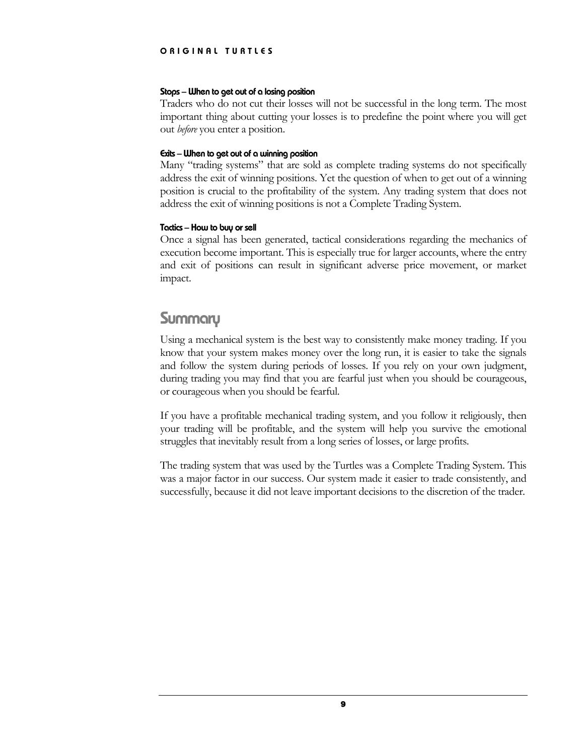#### Stops – When to get out of a losing position

Traders who do not cut their losses will not be successful in the long term. The most important thing about cutting your losses is to predefine the point where you will get out *before* you enter a position.

#### Exits – When to get out of a winning position

Many "trading systems" that are sold as complete trading systems do not specifically address the exit of winning positions. Yet the question of when to get out of a winning position is crucial to the profitability of the system. Any trading system that does not address the exit of winning positions is not a Complete Trading System.

#### Tactics – How to buy or sell

Once a signal has been generated, tactical considerations regarding the mechanics of execution become important. This is especially true for larger accounts, where the entry and exit of positions can result in significant adverse price movement, or market impact.

## Summary

Using a mechanical system is the best way to consistently make money trading. If you know that your system makes money over the long run, it is easier to take the signals and follow the system during periods of losses. If you rely on your own judgment, during trading you may find that you are fearful just when you should be courageous, or courageous when you should be fearful.

If you have a profitable mechanical trading system, and you follow it religiously, then your trading will be profitable, and the system will help you survive the emotional struggles that inevitably result from a long series of losses, or large profits.

The trading system that was used by the Turtles was a Complete Trading System. This was a major factor in our success. Our system made it easier to trade consistently, and successfully, because it did not leave important decisions to the discretion of the trader.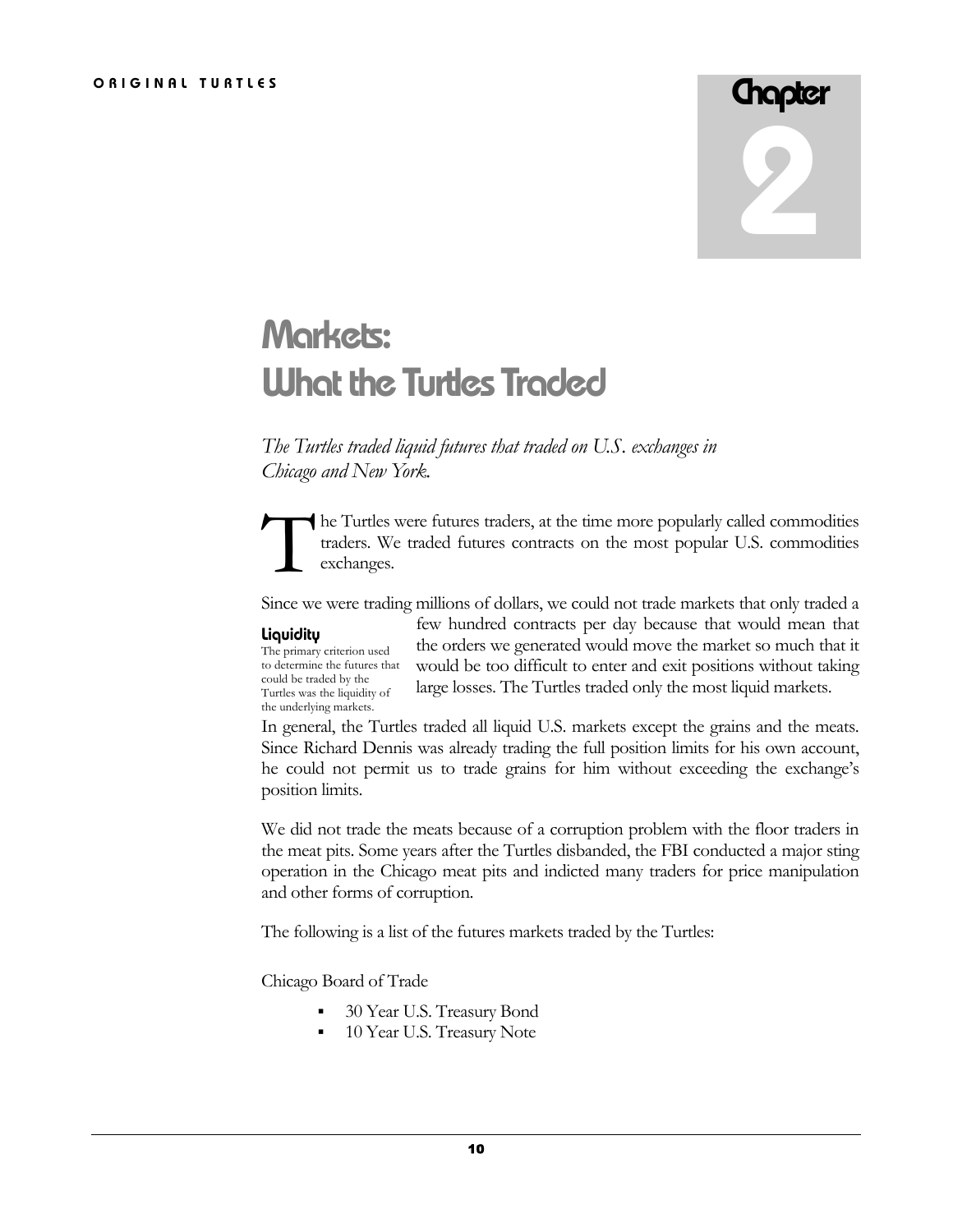# Chapter 2

# Markets: What the Turtles Traded

*The Turtles traded liquid futures that traded on U.S. exchanges in Chicago and New York.*

The Turtles were futures traders, at the time more popularly called commodities traders. We traded futures contracts on the most popular U.S. commodities exchanges.

Since we were trading millions of dollars, we could not trade markets that only traded a few hundred contracts per day because that would mean that the orders we generated would move the market so much that it would be too difficult to enter and exit positions without taking large losses. The Turtles traded only the most liquid markets.

**Liquidity**
The primary criterion used to determine the futures that could be traded by the Turtles was the liquidity of the underlying markets.

In general, the Turtles traded all liquid U.S. markets except the grains and the meats. Since Richard Dennis was already trading the full position limits for his own account, he could not permit us to trade grains for him without exceeding the exchange's position limits.

We did not trade the meats because of a corruption problem with the floor traders in the meat pits. Some years after the Turtles disbanded, the FBI conducted a major sting operation in the Chicago meat pits and indicted many traders for price manipulation and other forms of corruption.

The following is a list of the futures markets traded by the Turtles:

Chicago Board of Trade

- 30 Year U.S. Treasury Bond
- 10 Year U.S. Treasury Note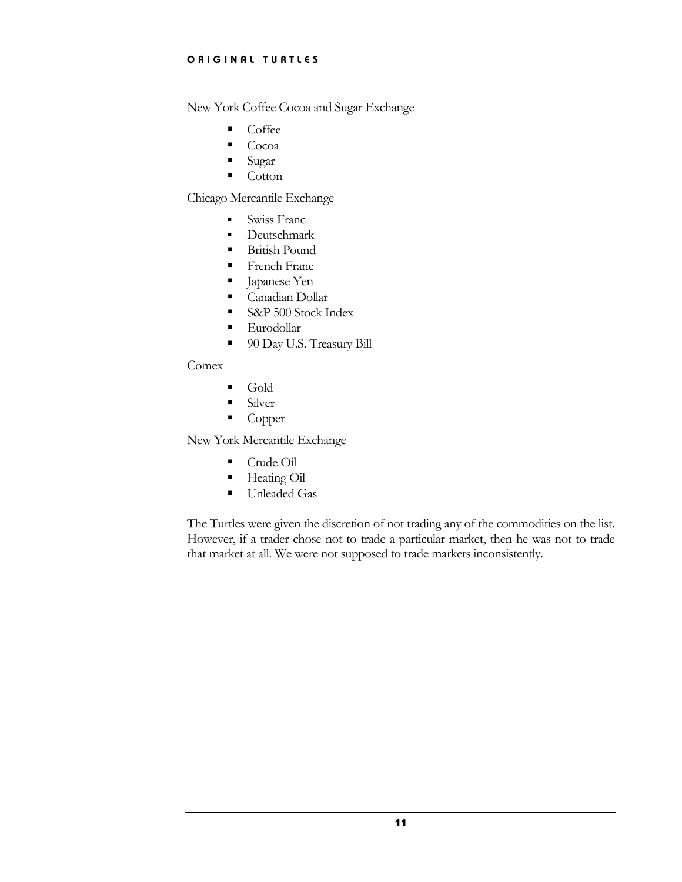New York Coffee Cocoa and Sugar Exchange

- Coffee
- Cocoa
- Sugar
- Cotton

Chicago Mercantile Exchange

- Swiss Franc
- Deutschmark
- British Pound
- French Franc
- Japanese Yen
- Canadian Dollar
- S&P 500 Stock Index
- Eurodollar
- 90 Day U.S. Treasury Bill

Comex

- Gold
- Silver
- Copper

New York Mercantile Exchange

- Crude Oil
- Heating Oil
- Unleaded Gas

The Turtles were given the discretion of not trading any of the commodities on the list. However, if a trader chose not to trade a particular market, then he was not to trade that market at all. We were not supposed to trade markets inconsistently.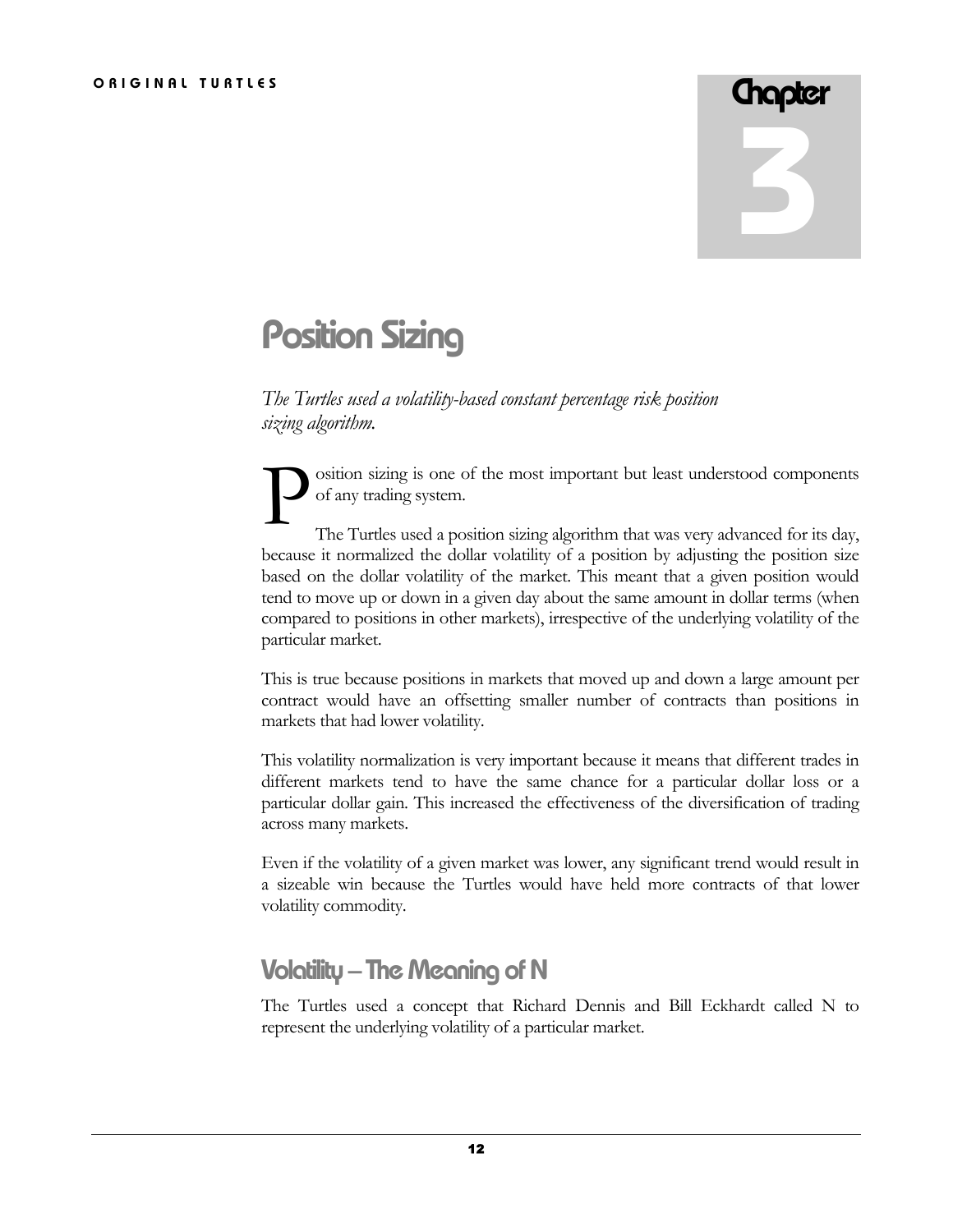# Chapter 3

# Position Sizing

*The Turtles used a volatility-based constant percentage risk position sizing algorithm.*

Position sizing is one of the most important but least understood components of any trading system.

The Turtles used a position sizing algorithm that was very advanced for its day, because it normalized the dollar volatility of a position by adjusting the position size based on the dollar volatility of the market. This meant that a given position would tend to move up or down in a given day about the same amount in dollar terms (when compared to positions in other markets), irrespective of the underlying volatility of the particular market.

This is true because positions in markets that moved up and down a large amount per contract would have an offsetting smaller number of contracts than positions in markets that had lower volatility.

This volatility normalization is very important because it means that different trades in different markets tend to have the same chance for a particular dollar loss or a particular dollar gain. This increased the effectiveness of the diversification of trading across many markets.

Even if the volatility of a given market was lower, any significant trend would result in a sizeable win because the Turtles would have held more contracts of that lower volatility commodity.

## Volatility – The Meaning of N

The Turtles used a concept that Richard Dennis and Bill Eckhardt called N to represent the underlying volatility of a particular market.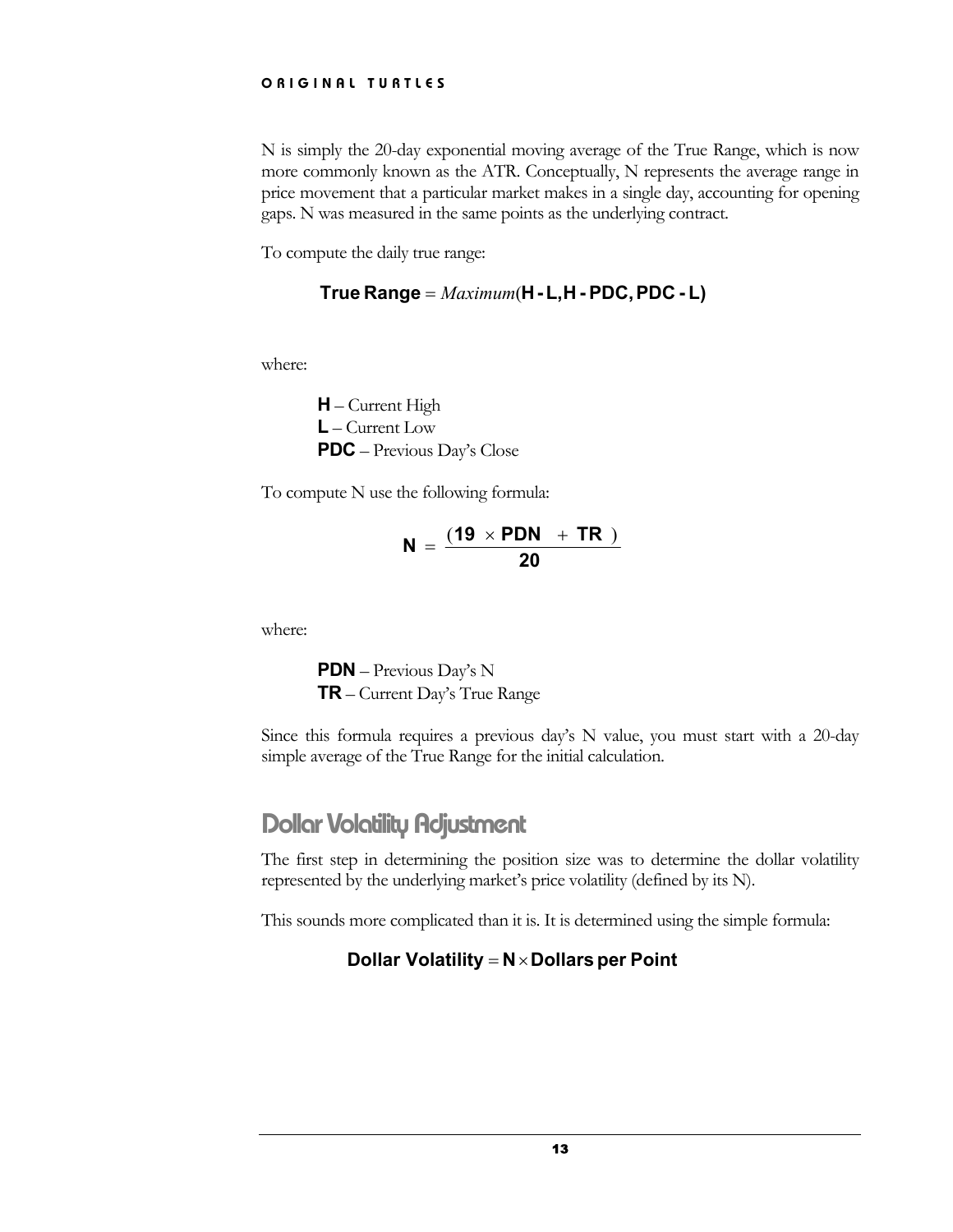N is simply the 20-day exponential moving average of the True Range, which is now more commonly known as the ATR. Conceptually, N represents the average range in price movement that a particular market makes in a single day, accounting for opening gaps. N was measured in the same points as the underlying contract.

To compute the daily true range:

$$\textbf{True Range} = \textit{Maximum}(\textbf{H - L, H - PDC, PDC - L})$$

where:

**H** – Current High
**L** – Current Low
**PDC** – Previous Day's Close

To compute N use the following formula:

$$\mathbf{N} = \frac{(\mathbf{19} \times \mathbf{PDN} + \mathbf{TR})}{\mathbf{20}}$$

where:

**PDN** – Previous Day's N
**TR** – Current Day's True Range

Since this formula requires a previous day's N value, you must start with a 20-day simple average of the True Range for the initial calculation.

## Dollar Volatility Adjustment

The first step in determining the position size was to determine the dollar volatility represented by the underlying market's price volatility (defined by its N).

This sounds more complicated than it is. It is determined using the simple formula:

$$\textbf{Dollar Volatility} = \mathbf{N} \times \textbf{Dollars per Point}$$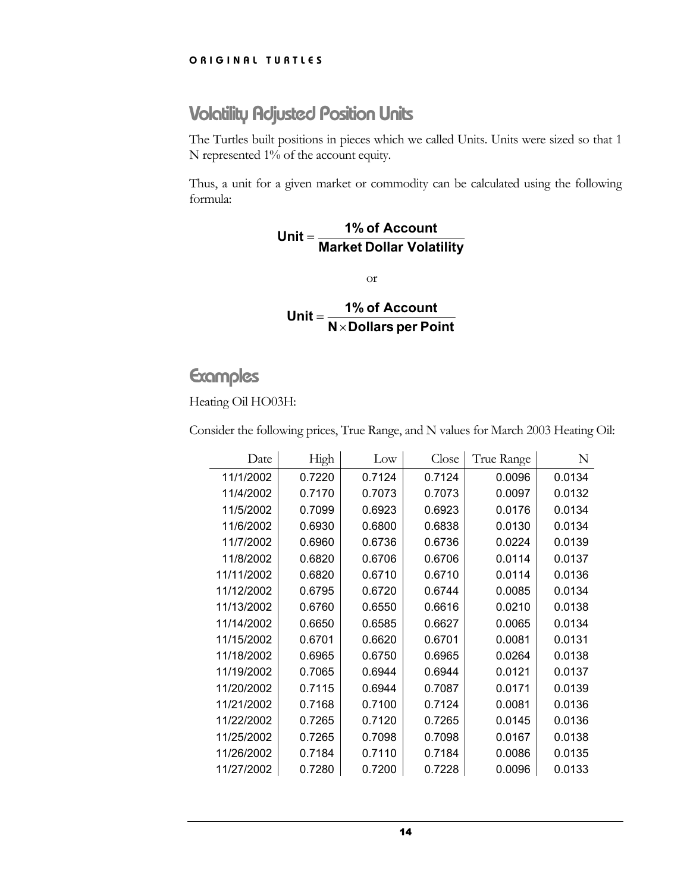## Volatility Adjusted Position Units

The Turtles built positions in pieces which we called Units. Units were sized so that 1 N represented 1% of the account equity.

Thus, a unit for a given market or commodity can be calculated using the following formula:

$$\textbf{Unit} = \frac{\textbf{1\% of Account}}{\textbf{Market Dollar Volatility}}$$

or

$$\textbf{Unit} = \frac{\textbf{1\% of Account}}{\textbf{N} \times \textbf{Dollars per Point}}$$

## Examples

Heating Oil HO03H:

Consider the following prices, True Range, and N values for March 2003 Heating Oil:

| Date | High | Low | Close | True Range | N |
|---|---|---|---|---|---|
| 11/1/2002 | 0.7220 | 0.7124 | 0.7124 | 0.0096 | 0.0134 |
| 11/4/2002 | 0.7170 | 0.7073 | 0.7073 | 0.0097 | 0.0132 |
| 11/5/2002 | 0.7099 | 0.6923 | 0.6923 | 0.0176 | 0.0134 |
| 11/6/2002 | 0.6930 | 0.6800 | 0.6838 | 0.0130 | 0.0134 |
| 11/7/2002 | 0.6960 | 0.6736 | 0.6736 | 0.0224 | 0.0139 |
| 11/8/2002 | 0.6820 | 0.6706 | 0.6706 | 0.0114 | 0.0137 |
| 11/11/2002 | 0.6820 | 0.6710 | 0.6710 | 0.0114 | 0.0136 |
| 11/12/2002 | 0.6795 | 0.6720 | 0.6744 | 0.0085 | 0.0134 |
| 11/13/2002 | 0.6760 | 0.6550 | 0.6616 | 0.0210 | 0.0138 |
| 11/14/2002 | 0.6650 | 0.6585 | 0.6627 | 0.0065 | 0.0134 |
| 11/15/2002 | 0.6701 | 0.6620 | 0.6701 | 0.0081 | 0.0131 |
| 11/18/2002 | 0.6965 | 0.6750 | 0.6965 | 0.0264 | 0.0138 |
| 11/19/2002 | 0.7065 | 0.6944 | 0.6944 | 0.0121 | 0.0137 |
| 11/20/2002 | 0.7115 | 0.6944 | 0.7087 | 0.0171 | 0.0139 |
| 11/21/2002 | 0.7168 | 0.7100 | 0.7124 | 0.0081 | 0.0136 |
| 11/22/2002 | 0.7265 | 0.7120 | 0.7265 | 0.0145 | 0.0136 |
| 11/25/2002 | 0.7265 | 0.7098 | 0.7098 | 0.0167 | 0.0138 |
| 11/26/2002 | 0.7184 | 0.7110 | 0.7184 | 0.0086 | 0.0135 |
| 11/27/2002 | 0.7280 | 0.7200 | 0.7228 | 0.0096 | 0.0133 |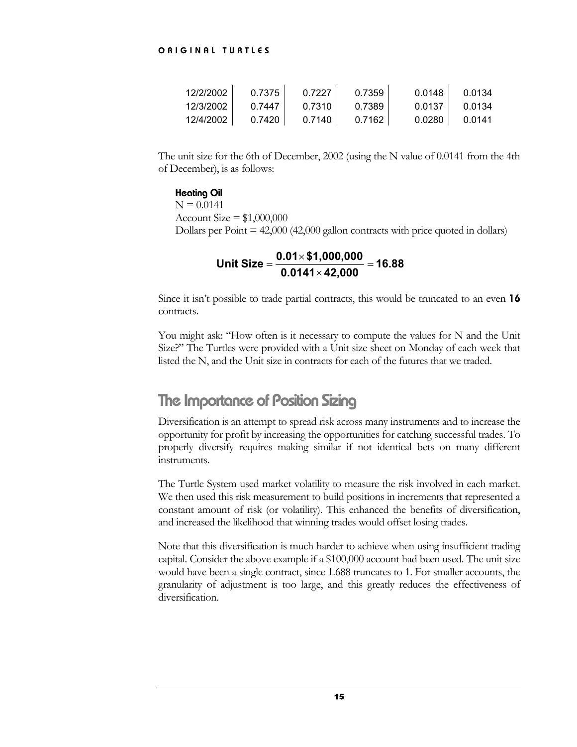| | | | | | |
|---|---|---|---|---|---|
| 12/2/2002 | 0.7375 | 0.7227 | 0.7359 | 0.0148 | 0.0134 |
| 12/3/2002 | 0.7447 | 0.7310 | 0.7389 | 0.0137 | 0.0134 |
| 12/4/2002 | 0.7420 | 0.7140 | 0.7162 | 0.0280 | 0.0141 |

The unit size for the 6th of December, 2002 (using the N value of 0.0141 from the 4th of December), is as follows:

**Heating Oil**
N = 0.0141
Account Size = $1,000,000
Dollars per Point = 42,000 (42,000 gallon contracts with price quoted in dollars)

$$\textbf{Unit Size} = \frac{\mathbf{0.01 \times \$1{,}000{,}000}}{\mathbf{0.0141 \times 42{,}000}} = \mathbf{16.88}$$

Since it isn't possible to trade partial contracts, this would be truncated to an even **16** contracts.

You might ask: "How often is it necessary to compute the values for N and the Unit Size?" The Turtles were provided with a Unit size sheet on Monday of each week that listed the N, and the Unit size in contracts for each of the futures that we traded.

## The Importance of Position Sizing

Diversification is an attempt to spread risk across many instruments and to increase the opportunity for profit by increasing the opportunities for catching successful trades. To properly diversify requires making similar if not identical bets on many different instruments.

The Turtle System used market volatility to measure the risk involved in each market. We then used this risk measurement to build positions in increments that represented a constant amount of risk (or volatility). This enhanced the benefits of diversification, and increased the likelihood that winning trades would offset losing trades.

Note that this diversification is much harder to achieve when using insufficient trading capital. Consider the above example if a $100,000 account had been used. The unit size would have been a single contract, since 1.688 truncates to 1. For smaller accounts, the granularity of adjustment is too large, and this greatly reduces the effectiveness of diversification.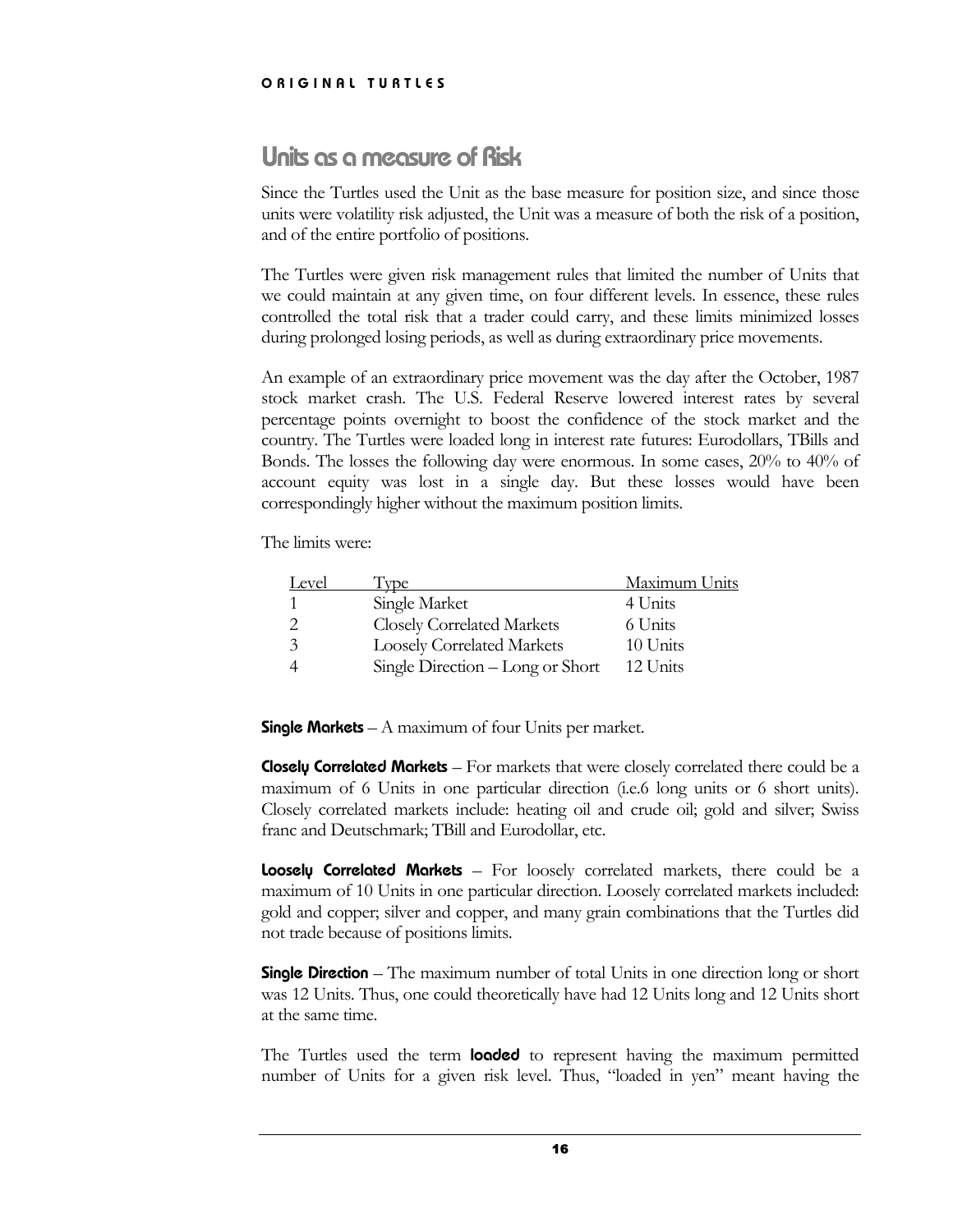## Units as a measure of Risk

Since the Turtles used the Unit as the base measure for position size, and since those units were volatility risk adjusted, the Unit was a measure of both the risk of a position, and of the entire portfolio of positions.

The Turtles were given risk management rules that limited the number of Units that we could maintain at any given time, on four different levels. In essence, these rules controlled the total risk that a trader could carry, and these limits minimized losses during prolonged losing periods, as well as during extraordinary price movements.

An example of an extraordinary price movement was the day after the October, 1987 stock market crash. The U.S. Federal Reserve lowered interest rates by several percentage points overnight to boost the confidence of the stock market and the country. The Turtles were loaded long in interest rate futures: Eurodollars, TBills and Bonds. The losses the following day were enormous. In some cases, 20% to 40% of account equity was lost in a single day. But these losses would have been correspondingly higher without the maximum position limits.

The limits were:

| Level | Type | Maximum Units |
|---|---|---|
| 1 | Single Market | 4 Units |
| 2 | Closely Correlated Markets | 6 Units |
| 3 | Loosely Correlated Markets | 10 Units |
| 4 | Single Direction – Long or Short | 12 Units |

**Single Markets** – A maximum of four Units per market.

**Closely Correlated Markets** – For markets that were closely correlated there could be a maximum of 6 Units in one particular direction (i.e.6 long units or 6 short units). Closely correlated markets include: heating oil and crude oil; gold and silver; Swiss franc and Deutschmark; TBill and Eurodollar, etc.

**Loosely Correlated Markets** – For loosely correlated markets, there could be a maximum of 10 Units in one particular direction. Loosely correlated markets included: gold and copper; silver and copper, and many grain combinations that the Turtles did not trade because of positions limits.

**Single Direction** – The maximum number of total Units in one direction long or short was 12 Units. Thus, one could theoretically have had 12 Units long and 12 Units short at the same time.

The Turtles used the term **loaded** to represent having the maximum permitted number of Units for a given risk level. Thus, "loaded in yen" meant having the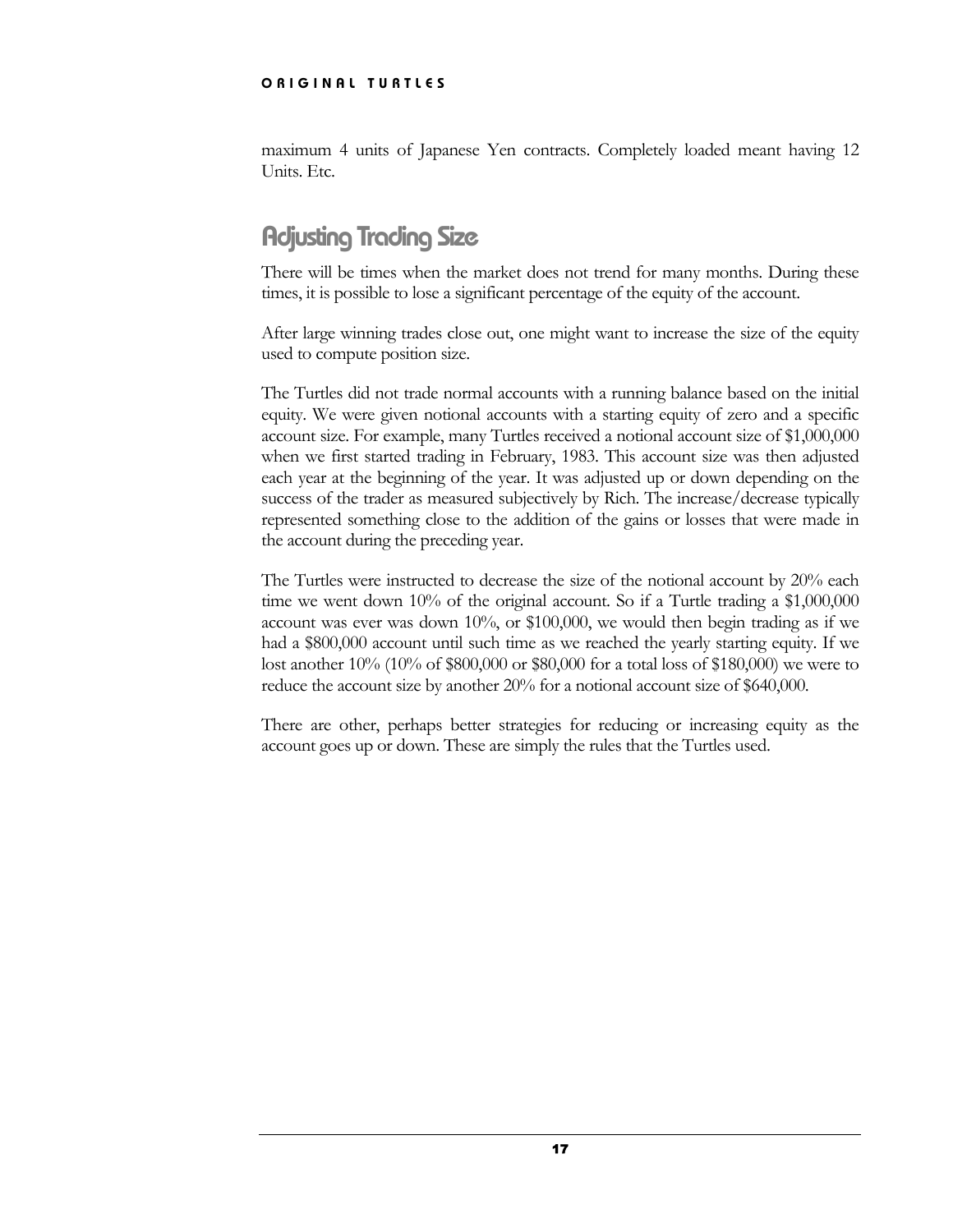maximum 4 units of Japanese Yen contracts. Completely loaded meant having 12 Units. Etc.

## Adjusting Trading Size

There will be times when the market does not trend for many months. During these times, it is possible to lose a significant percentage of the equity of the account.

After large winning trades close out, one might want to increase the size of the equity used to compute position size.

The Turtles did not trade normal accounts with a running balance based on the initial equity. We were given notional accounts with a starting equity of zero and a specific account size. For example, many Turtles received a notional account size of $1,000,000 when we first started trading in February, 1983. This account size was then adjusted each year at the beginning of the year. It was adjusted up or down depending on the success of the trader as measured subjectively by Rich. The increase/decrease typically represented something close to the addition of the gains or losses that were made in the account during the preceding year.

The Turtles were instructed to decrease the size of the notional account by 20% each time we went down 10% of the original account. So if a Turtle trading a $1,000,000 account was ever was down 10%, or $100,000, we would then begin trading as if we had a $800,000 account until such time as we reached the yearly starting equity. If we lost another 10% (10% of $800,000 or $80,000 for a total loss of $180,000) we were to reduce the account size by another 20% for a notional account size of $640,000.

There are other, perhaps better strategies for reducing or increasing equity as the account goes up or down. These are simply the rules that the Turtles used.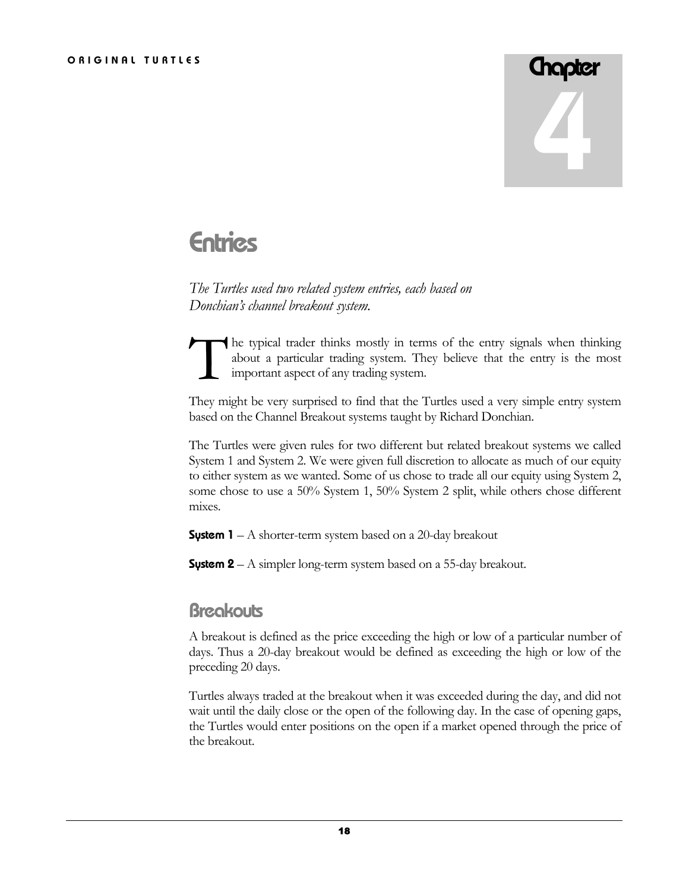# Chapter 4

## Entries

*The Turtles used two related system entries, each based on Donchian's channel breakout system.*

The typical trader thinks mostly in terms of the entry signals when thinking about a particular trading system. They believe that the entry is the most important aspect of any trading system.

They might be very surprised to find that the Turtles used a very simple entry system based on the Channel Breakout systems taught by Richard Donchian.

The Turtles were given rules for two different but related breakout systems we called System 1 and System 2. We were given full discretion to allocate as much of our equity to either system as we wanted. Some of us chose to trade all our equity using System 2, some chose to use a 50% System 1, 50% System 2 split, while others chose different mixes.

**System 1** – A shorter-term system based on a 20-day breakout

**System 2** – A simpler long-term system based on a 55-day breakout.

### Breakouts

A breakout is defined as the price exceeding the high or low of a particular number of days. Thus a 20-day breakout would be defined as exceeding the high or low of the preceding 20 days.

Turtles always traded at the breakout when it was exceeded during the day, and did not wait until the daily close or the open of the following day. In the case of opening gaps, the Turtles would enter positions on the open if a market opened through the price of the breakout.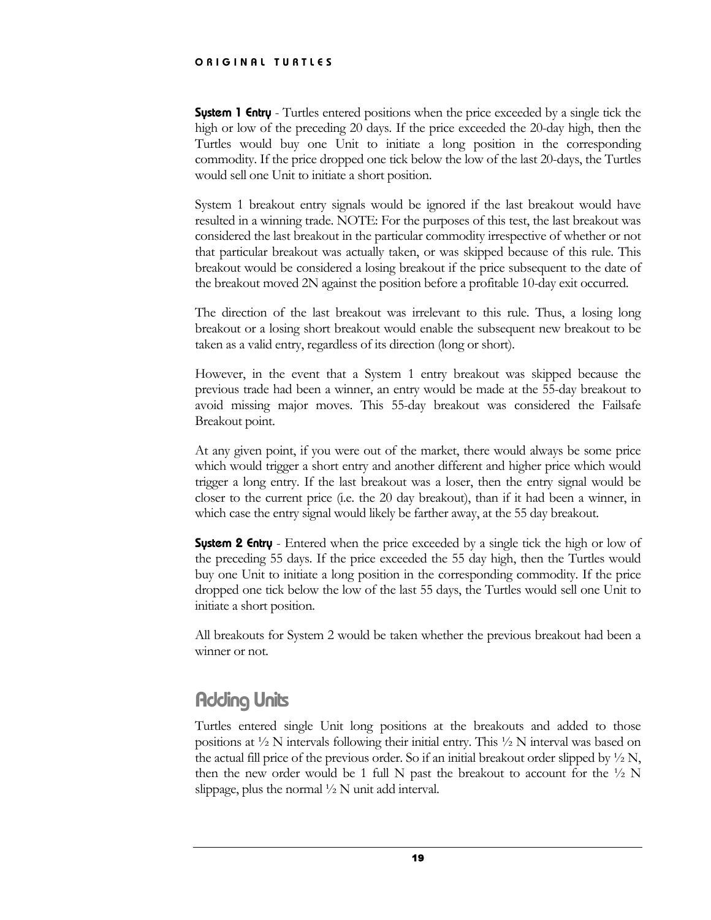**System 1 Entry** - Turtles entered positions when the price exceeded by a single tick the high or low of the preceding 20 days. If the price exceeded the 20-day high, then the Turtles would buy one Unit to initiate a long position in the corresponding commodity. If the price dropped one tick below the low of the last 20-days, the Turtles would sell one Unit to initiate a short position.

System 1 breakout entry signals would be ignored if the last breakout would have resulted in a winning trade. NOTE: For the purposes of this test, the last breakout was considered the last breakout in the particular commodity irrespective of whether or not that particular breakout was actually taken, or was skipped because of this rule. This breakout would be considered a losing breakout if the price subsequent to the date of the breakout moved 2N against the position before a profitable 10-day exit occurred.

The direction of the last breakout was irrelevant to this rule. Thus, a losing long breakout or a losing short breakout would enable the subsequent new breakout to be taken as a valid entry, regardless of its direction (long or short).

However, in the event that a System 1 entry breakout was skipped because the previous trade had been a winner, an entry would be made at the 55-day breakout to avoid missing major moves. This 55-day breakout was considered the Failsafe Breakout point.

At any given point, if you were out of the market, there would always be some price which would trigger a short entry and another different and higher price which would trigger a long entry. If the last breakout was a loser, then the entry signal would be closer to the current price (i.e. the 20 day breakout), than if it had been a winner, in which case the entry signal would likely be farther away, at the 55 day breakout.

**System 2 Entry** - Entered when the price exceeded by a single tick the high or low of the preceding 55 days. If the price exceeded the 55 day high, then the Turtles would buy one Unit to initiate a long position in the corresponding commodity. If the price dropped one tick below the low of the last 55 days, the Turtles would sell one Unit to initiate a short position.

All breakouts for System 2 would be taken whether the previous breakout had been a winner or not.

## Adding Units

Turtles entered single Unit long positions at the breakouts and added to those positions at ½ N intervals following their initial entry. This ½ N interval was based on the actual fill price of the previous order. So if an initial breakout order slipped by ½ N, then the new order would be 1 full N past the breakout to account for the ½ N slippage, plus the normal ½ N unit add interval.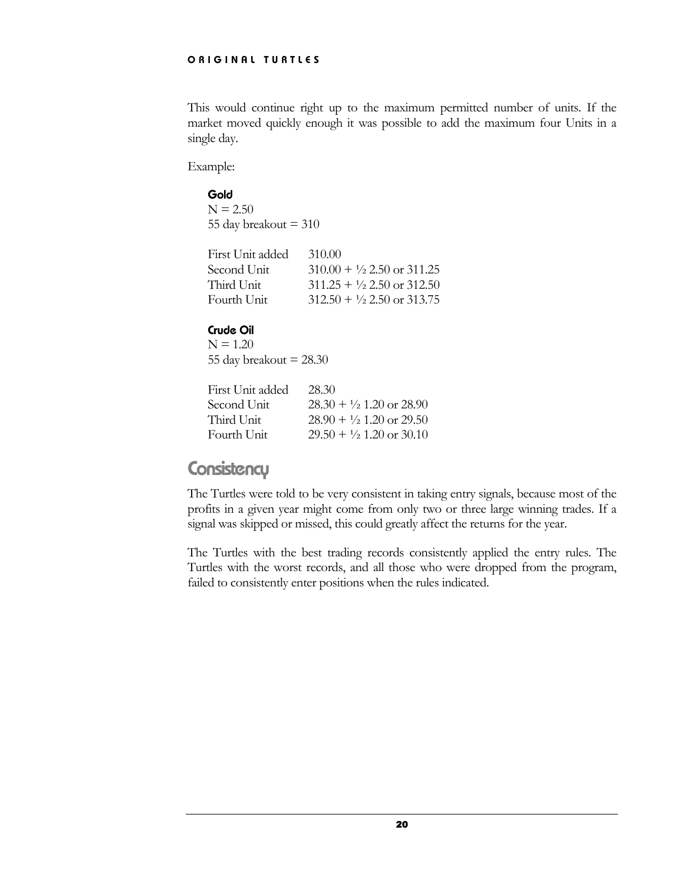This would continue right up to the maximum permitted number of units. If the market moved quickly enough it was possible to add the maximum four Units in a single day.

Example:

**Gold**

N = 2.50
55 day breakout = 310

| | |
|---|---|
| First Unit added | 310.00 |
| Second Unit | 310.00 + ½ 2.50 or 311.25 |
| Third Unit | 311.25 + ½ 2.50 or 312.50 |
| Fourth Unit | 312.50 + ½ 2.50 or 313.75 |

**Crude Oil**

N = 1.20
55 day breakout = 28.30

| | |
|---|---|
| First Unit added | 28.30 |
| Second Unit | 28.30 + ½ 1.20 or 28.90 |
| Third Unit | 28.90 + ½ 1.20 or 29.50 |
| Fourth Unit | 29.50 + ½ 1.20 or 30.10 |

## Consistency

The Turtles were told to be very consistent in taking entry signals, because most of the profits in a given year might come from only two or three large winning trades. If a signal was skipped or missed, this could greatly affect the returns for the year.

The Turtles with the best trading records consistently applied the entry rules. The Turtles with the worst records, and all those who were dropped from the program, failed to consistently enter positions when the rules indicated.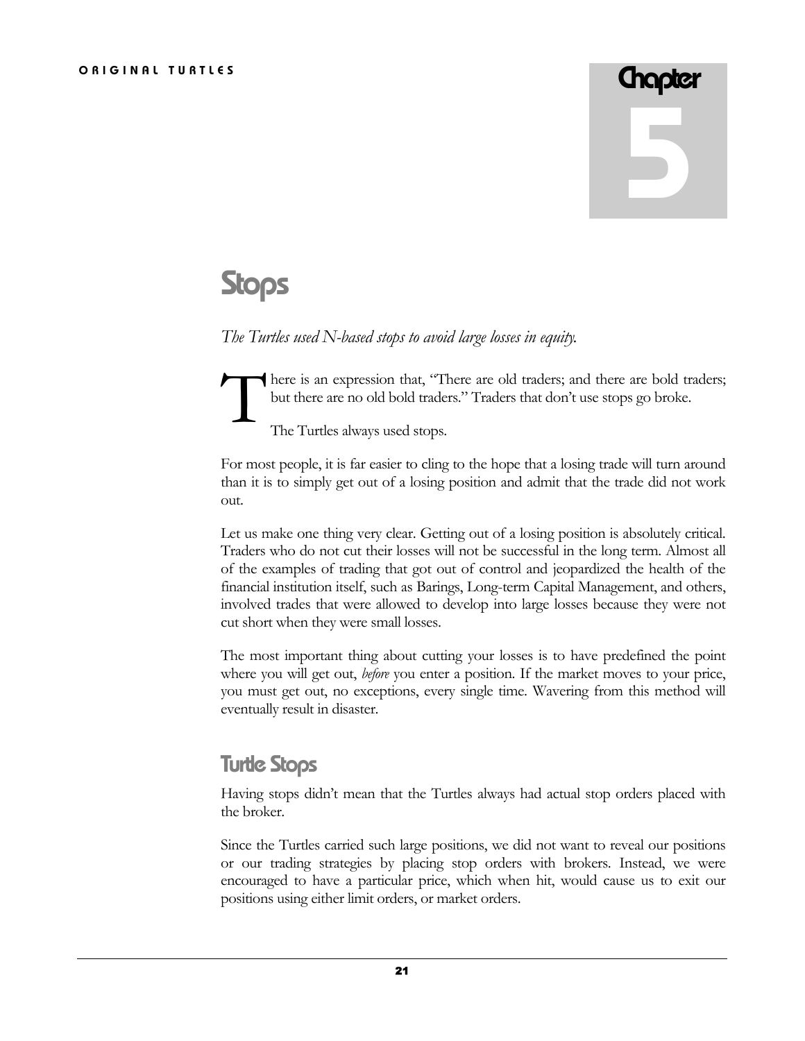# Chapter 5

## Stops

*The Turtles used N-based stops to avoid large losses in equity.*

There is an expression that, "There are old traders; and there are bold traders; but there are no old bold traders." Traders that don't use stops go broke.

The Turtles always used stops.

For most people, it is far easier to cling to the hope that a losing trade will turn around than it is to simply get out of a losing position and admit that the trade did not work out.

Let us make one thing very clear. Getting out of a losing position is absolutely critical. Traders who do not cut their losses will not be successful in the long term. Almost all of the examples of trading that got out of control and jeopardized the health of the financial institution itself, such as Barings, Long-term Capital Management, and others, involved trades that were allowed to develop into large losses because they were not cut short when they were small losses.

The most important thing about cutting your losses is to have predefined the point where you will get out, *before* you enter a position. If the market moves to your price, you must get out, no exceptions, every single time. Wavering from this method will eventually result in disaster.

### Turtle Stops

Having stops didn't mean that the Turtles always had actual stop orders placed with the broker.

Since the Turtles carried such large positions, we did not want to reveal our positions or our trading strategies by placing stop orders with brokers. Instead, we were encouraged to have a particular price, which when hit, would cause us to exit our positions using either limit orders, or market orders.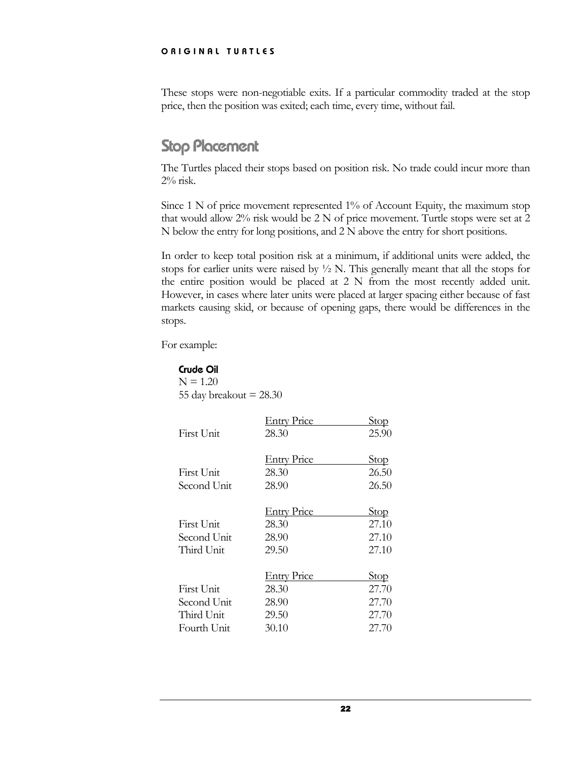These stops were non-negotiable exits. If a particular commodity traded at the stop price, then the position was exited; each time, every time, without fail.

## Stop Placement

The Turtles placed their stops based on position risk. No trade could incur more than 2% risk.

Since 1 N of price movement represented 1% of Account Equity, the maximum stop that would allow 2% risk would be 2 N of price movement. Turtle stops were set at 2 N below the entry for long positions, and 2 N above the entry for short positions.

In order to keep total position risk at a minimum, if additional units were added, the stops for earlier units were raised by ½ N. This generally meant that all the stops for the entire position would be placed at 2 N from the most recently added unit. However, in cases where later units were placed at larger spacing either because of fast markets causing skid, or because of opening gaps, there would be differences in the stops.

For example:

**Crude Oil**
N = 1.20
55 day breakout = 28.30

| | Entry Price | Stop |
|---|---|---|
| First Unit | 28.30 | 25.90 |

| | Entry Price | Stop |
|---|---|---|
| First Unit | 28.30 | 26.50 |
| Second Unit | 28.90 | 26.50 |

| | Entry Price | Stop |
|---|---|---|
| First Unit | 28.30 | 27.10 |
| Second Unit | 28.90 | 27.10 |
| Third Unit | 29.50 | 27.10 |

| | Entry Price | Stop |
|---|---|---|
| First Unit | 28.30 | 27.70 |
| Second Unit | 28.90 | 27.70 |
| Third Unit | 29.50 | 27.70 |
| Fourth Unit | 30.10 | 27.70 |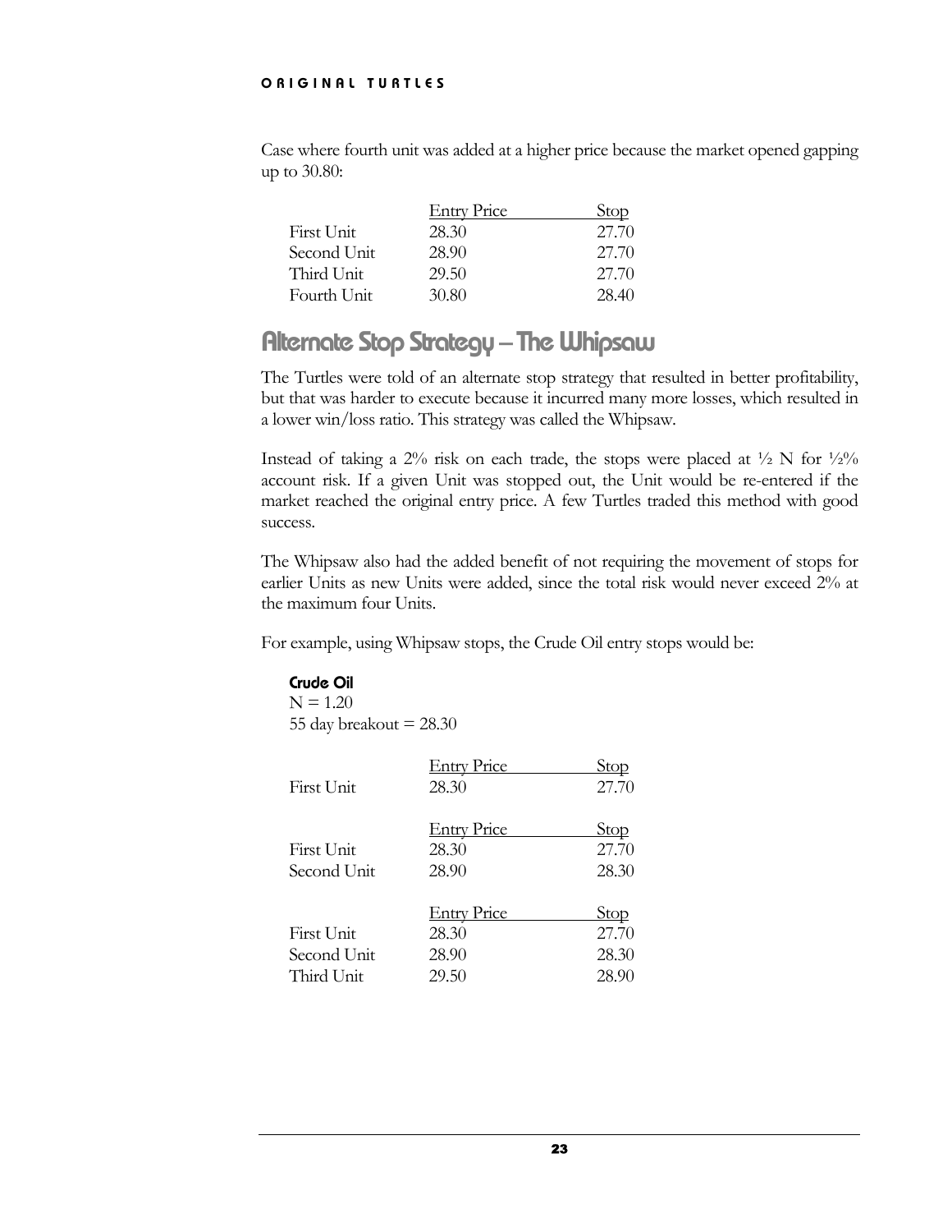Case where fourth unit was added at a higher price because the market opened gapping up to 30.80:

| | Entry Price | Stop |
|---|---|---|
| First Unit | 28.30 | 27.70 |
| Second Unit | 28.90 | 27.70 |
| Third Unit | 29.50 | 27.70 |
| Fourth Unit | 30.80 | 28.40 |

## Alternate Stop Strategy – The Whipsaw

The Turtles were told of an alternate stop strategy that resulted in better profitability, but that was harder to execute because it incurred many more losses, which resulted in a lower win/loss ratio. This strategy was called the Whipsaw.

Instead of taking a 2% risk on each trade, the stops were placed at ½ N for ½% account risk. If a given Unit was stopped out, the Unit would be re-entered if the market reached the original entry price. A few Turtles traded this method with good success.

The Whipsaw also had the added benefit of not requiring the movement of stops for earlier Units as new Units were added, since the total risk would never exceed 2% at the maximum four Units.

For example, using Whipsaw stops, the Crude Oil entry stops would be:

**Crude Oil**
N = 1.20
55 day breakout = 28.30

| | Entry Price | Stop |
|---|---|---|
| First Unit | 28.30 | 27.70 |

| | Entry Price | Stop |
|---|---|---|
| First Unit | 28.30 | 27.70 |
| Second Unit | 28.90 | 28.30 |

| | Entry Price | Stop |
|---|---|---|
| First Unit | 28.30 | 27.70 |
| Second Unit | 28.90 | 28.30 |
| Third Unit | 29.50 | 28.90 |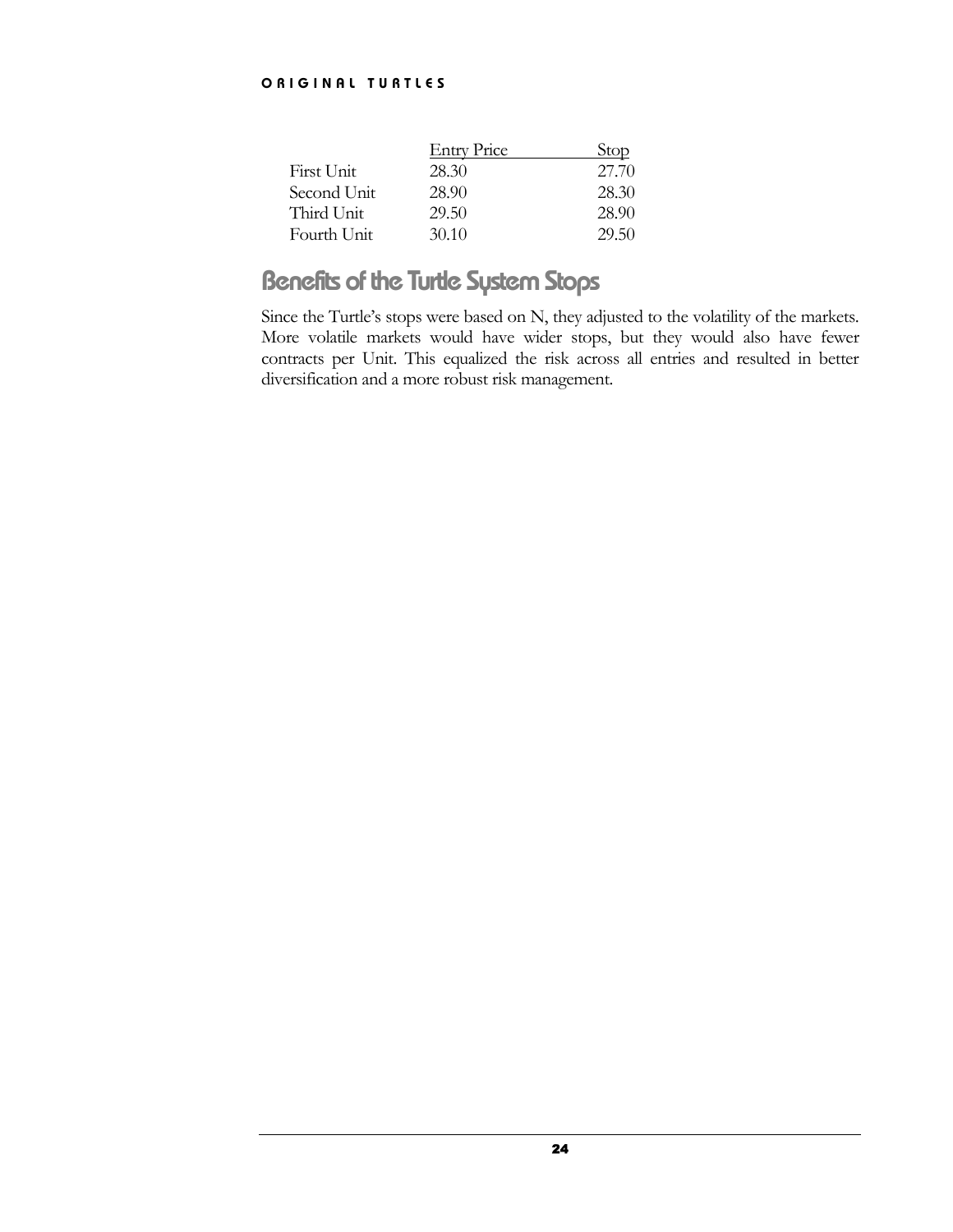| | Entry Price | Stop |
|---|---|---|
| First Unit | 28.30 | 27.70 |
| Second Unit | 28.90 | 28.30 |
| Third Unit | 29.50 | 28.90 |
| Fourth Unit | 30.10 | 29.50 |

## Benefits of the Turtle System Stops

Since the Turtle's stops were based on N, they adjusted to the volatility of the markets. More volatile markets would have wider stops, but they would also have fewer contracts per Unit. This equalized the risk across all entries and resulted in better diversification and a more robust risk management.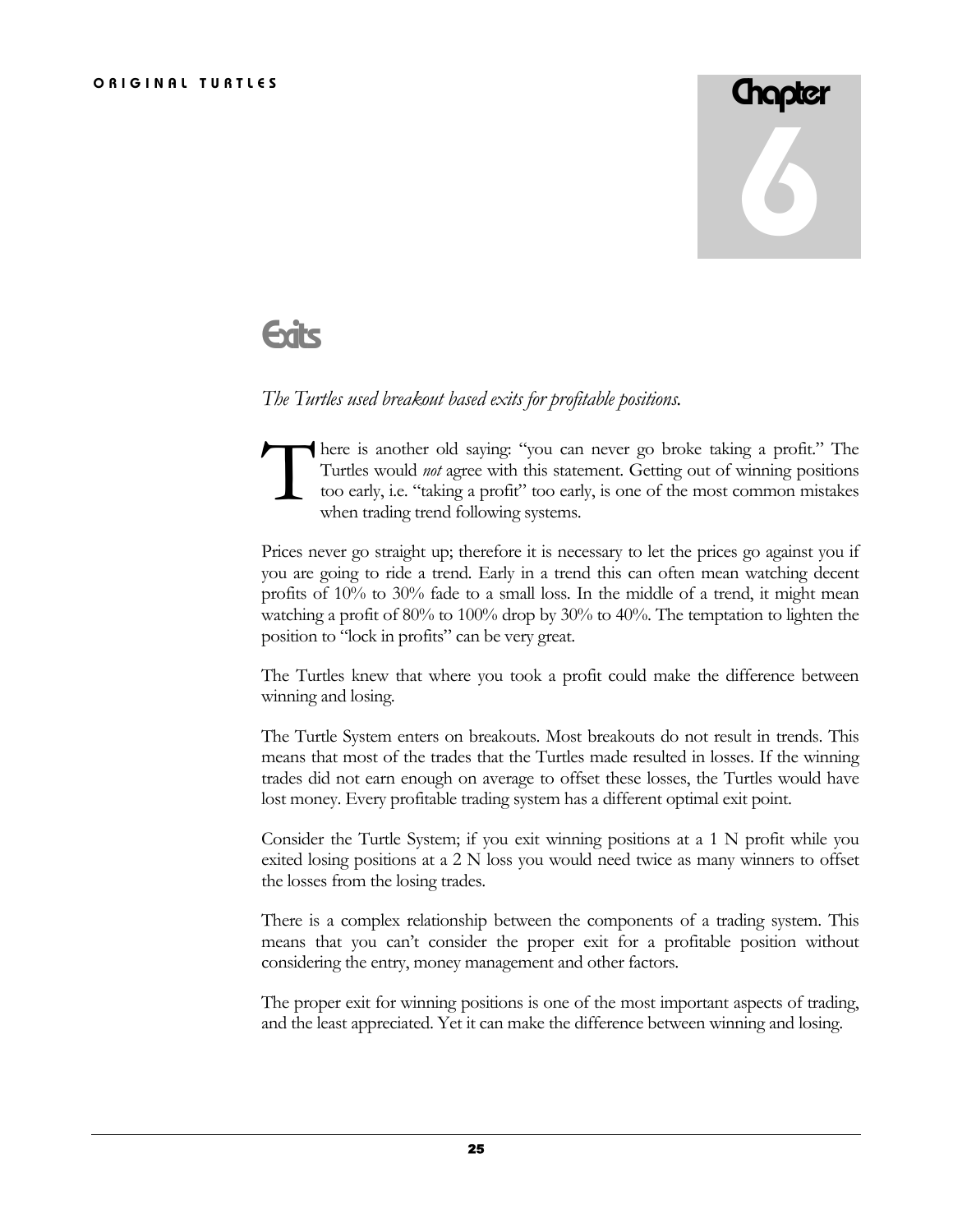# Chapter 6

## Exits

*The Turtles used breakout based exits for profitable positions.*

There is another old saying: "you can never go broke taking a profit." The Turtles would *not* agree with this statement. Getting out of winning positions too early, i.e. "taking a profit" too early, is one of the most common mistakes when trading trend following systems.

Prices never go straight up; therefore it is necessary to let the prices go against you if you are going to ride a trend. Early in a trend this can often mean watching decent profits of 10% to 30% fade to a small loss. In the middle of a trend, it might mean watching a profit of 80% to 100% drop by 30% to 40%. The temptation to lighten the position to "lock in profits" can be very great.

The Turtles knew that where you took a profit could make the difference between winning and losing.

The Turtle System enters on breakouts. Most breakouts do not result in trends. This means that most of the trades that the Turtles made resulted in losses. If the winning trades did not earn enough on average to offset these losses, the Turtles would have lost money. Every profitable trading system has a different optimal exit point.

Consider the Turtle System; if you exit winning positions at a 1 N profit while you exited losing positions at a 2 N loss you would need twice as many winners to offset the losses from the losing trades.

There is a complex relationship between the components of a trading system. This means that you can't consider the proper exit for a profitable position without considering the entry, money management and other factors.

The proper exit for winning positions is one of the most important aspects of trading, and the least appreciated. Yet it can make the difference between winning and losing.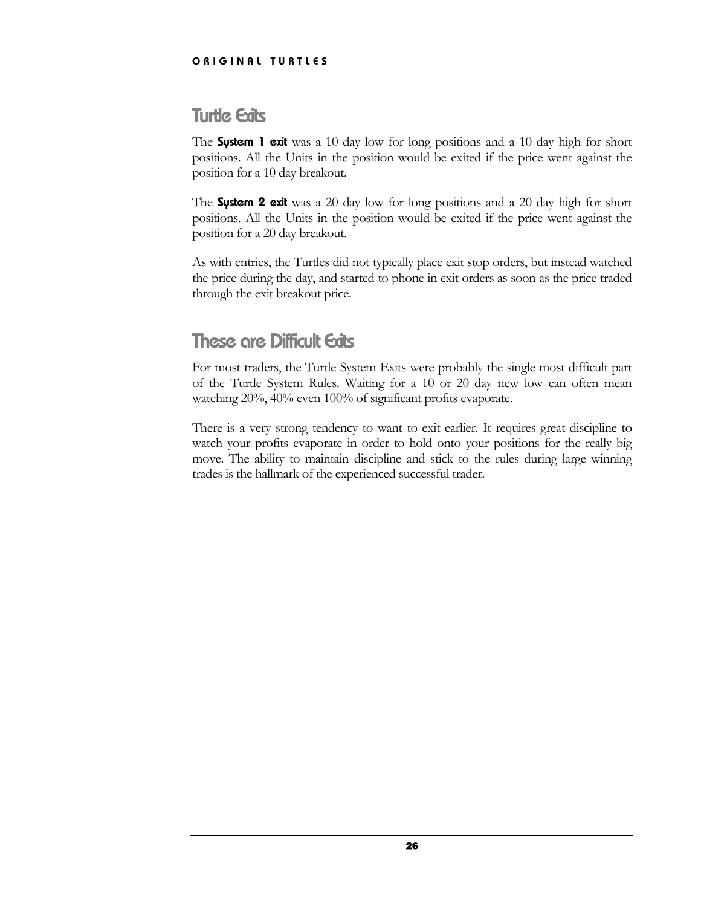## Turtle Exits

The **System 1 exit** was a 10 day low for long positions and a 10 day high for short positions. All the Units in the position would be exited if the price went against the position for a 10 day breakout.

The **System 2 exit** was a 20 day low for long positions and a 20 day high for short positions. All the Units in the position would be exited if the price went against the position for a 20 day breakout.

As with entries, the Turtles did not typically place exit stop orders, but instead watched the price during the day, and started to phone in exit orders as soon as the price traded through the exit breakout price.

## These are Difficult Exits

For most traders, the Turtle System Exits were probably the single most difficult part of the Turtle System Rules. Waiting for a 10 or 20 day new low can often mean watching 20%, 40% even 100% of significant profits evaporate.

There is a very strong tendency to want to exit earlier. It requires great discipline to watch your profits evaporate in order to hold onto your positions for the really big move. The ability to maintain discipline and stick to the rules during large winning trades is the hallmark of the experienced successful trader.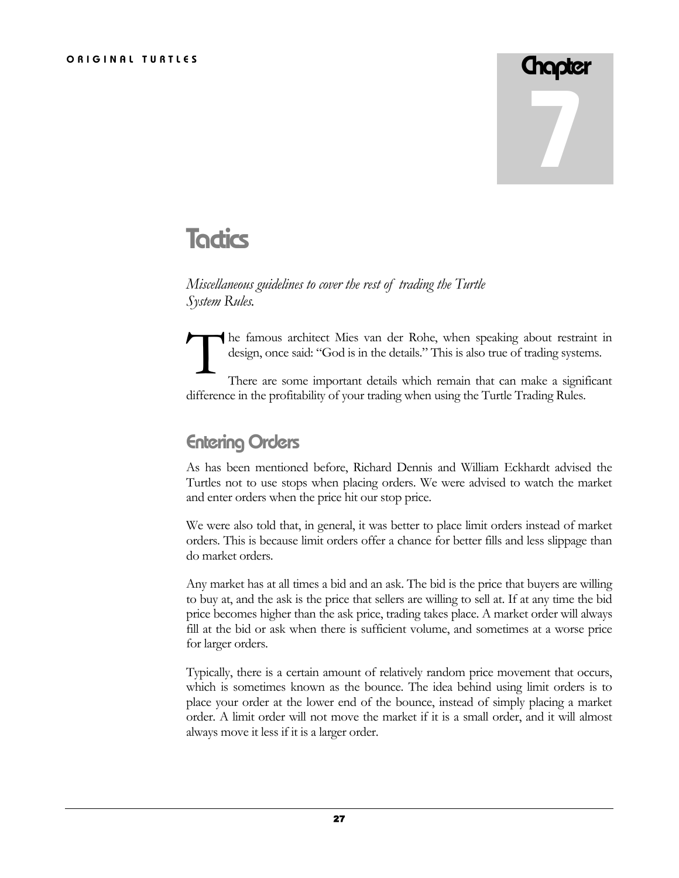# Chapter 7

# Tactics

*Miscellaneous guidelines to cover the rest of trading the Turtle System Rules.*

The famous architect Mies van der Rohe, when speaking about restraint in design, once said: "God is in the details." This is also true of trading systems.

There are some important details which remain that can make a significant difference in the profitability of your trading when using the Turtle Trading Rules.

## Entering Orders

As has been mentioned before, Richard Dennis and William Eckhardt advised the Turtles not to use stops when placing orders. We were advised to watch the market and enter orders when the price hit our stop price.

We were also told that, in general, it was better to place limit orders instead of market orders. This is because limit orders offer a chance for better fills and less slippage than do market orders.

Any market has at all times a bid and an ask. The bid is the price that buyers are willing to buy at, and the ask is the price that sellers are willing to sell at. If at any time the bid price becomes higher than the ask price, trading takes place. A market order will always fill at the bid or ask when there is sufficient volume, and sometimes at a worse price for larger orders.

Typically, there is a certain amount of relatively random price movement that occurs, which is sometimes known as the bounce. The idea behind using limit orders is to place your order at the lower end of the bounce, instead of simply placing a market order. A limit order will not move the market if it is a small order, and it will almost always move it less if it is a larger order.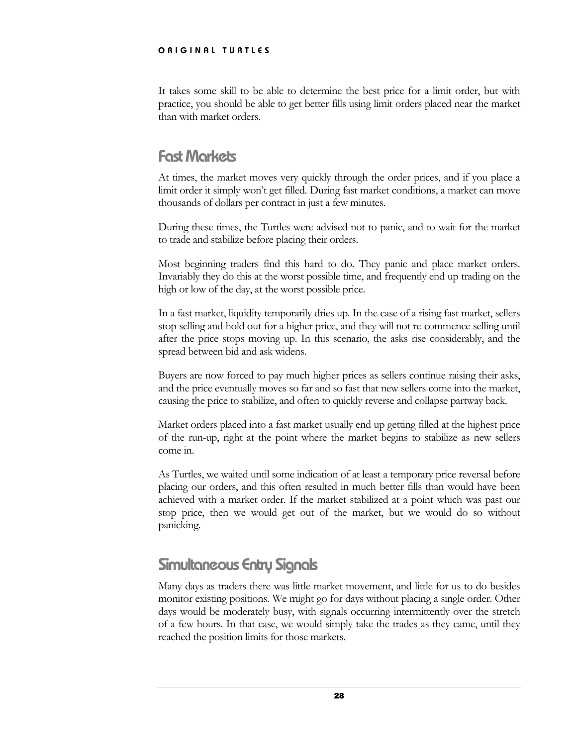It takes some skill to be able to determine the best price for a limit order, but with practice, you should be able to get better fills using limit orders placed near the market than with market orders.

## Fast Markets

At times, the market moves very quickly through the order prices, and if you place a limit order it simply won't get filled. During fast market conditions, a market can move thousands of dollars per contract in just a few minutes.

During these times, the Turtles were advised not to panic, and to wait for the market to trade and stabilize before placing their orders.

Most beginning traders find this hard to do. They panic and place market orders. Invariably they do this at the worst possible time, and frequently end up trading on the high or low of the day, at the worst possible price.

In a fast market, liquidity temporarily dries up. In the case of a rising fast market, sellers stop selling and hold out for a higher price, and they will not re-commence selling until after the price stops moving up. In this scenario, the asks rise considerably, and the spread between bid and ask widens.

Buyers are now forced to pay much higher prices as sellers continue raising their asks, and the price eventually moves so far and so fast that new sellers come into the market, causing the price to stabilize, and often to quickly reverse and collapse partway back.

Market orders placed into a fast market usually end up getting filled at the highest price of the run-up, right at the point where the market begins to stabilize as new sellers come in.

As Turtles, we waited until some indication of at least a temporary price reversal before placing our orders, and this often resulted in much better fills than would have been achieved with a market order. If the market stabilized at a point which was past our stop price, then we would get out of the market, but we would do so without panicking.

## Simultaneous Entry Signals

Many days as traders there was little market movement, and little for us to do besides monitor existing positions. We might go for days without placing a single order. Other days would be moderately busy, with signals occurring intermittently over the stretch of a few hours. In that case, we would simply take the trades as they came, until they reached the position limits for those markets.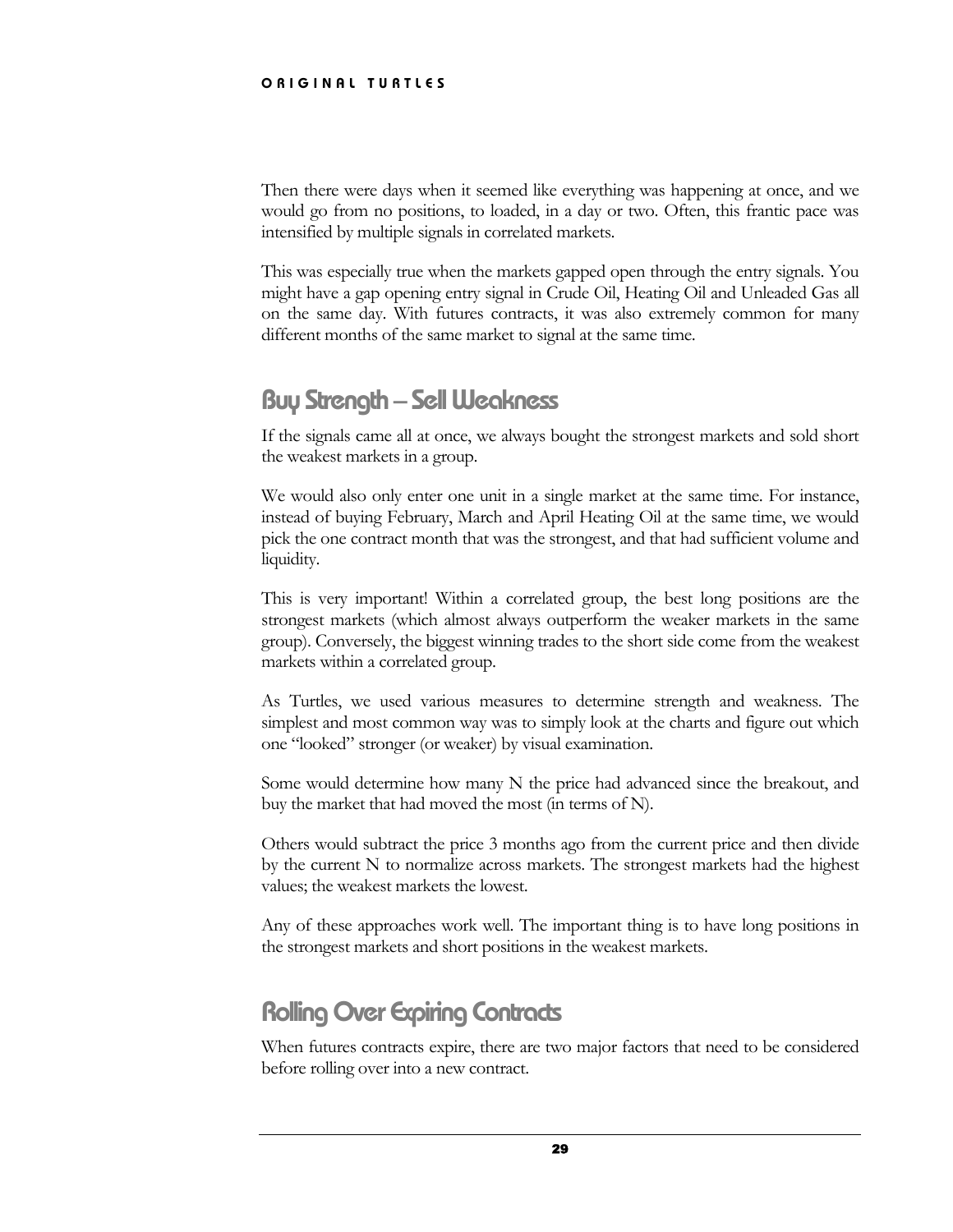Then there were days when it seemed like everything was happening at once, and we would go from no positions, to loaded, in a day or two. Often, this frantic pace was intensified by multiple signals in correlated markets.

This was especially true when the markets gapped open through the entry signals. You might have a gap opening entry signal in Crude Oil, Heating Oil and Unleaded Gas all on the same day. With futures contracts, it was also extremely common for many different months of the same market to signal at the same time.

## Buy Strength – Sell Weakness

If the signals came all at once, we always bought the strongest markets and sold short the weakest markets in a group.

We would also only enter one unit in a single market at the same time. For instance, instead of buying February, March and April Heating Oil at the same time, we would pick the one contract month that was the strongest, and that had sufficient volume and liquidity.

This is very important! Within a correlated group, the best long positions are the strongest markets (which almost always outperform the weaker markets in the same group). Conversely, the biggest winning trades to the short side come from the weakest markets within a correlated group.

As Turtles, we used various measures to determine strength and weakness. The simplest and most common way was to simply look at the charts and figure out which one "looked" stronger (or weaker) by visual examination.

Some would determine how many N the price had advanced since the breakout, and buy the market that had moved the most (in terms of N).

Others would subtract the price 3 months ago from the current price and then divide by the current N to normalize across markets. The strongest markets had the highest values; the weakest markets the lowest.

Any of these approaches work well. The important thing is to have long positions in the strongest markets and short positions in the weakest markets.

## Rolling Over Expiring Contracts

When futures contracts expire, there are two major factors that need to be considered before rolling over into a new contract.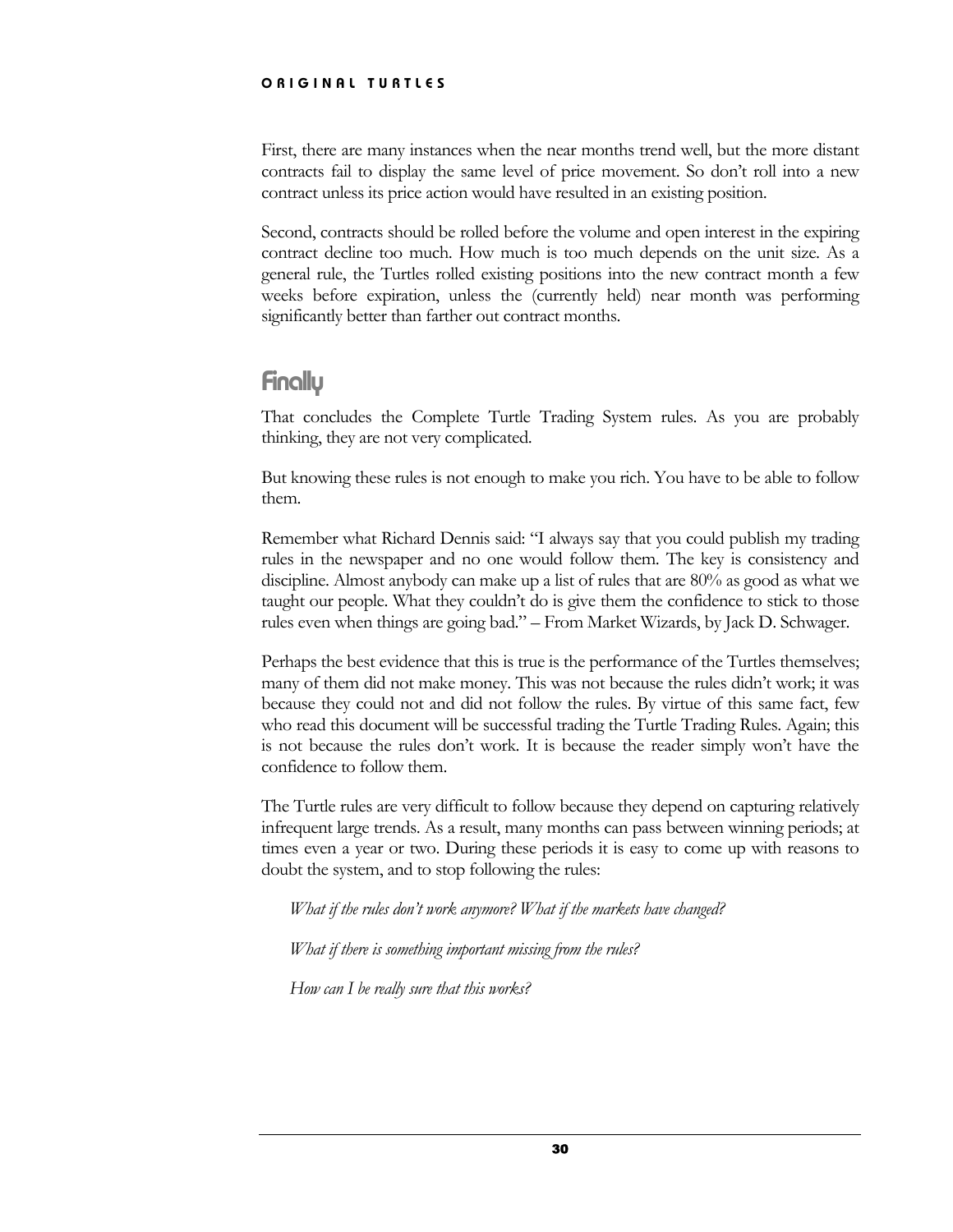First, there are many instances when the near months trend well, but the more distant contracts fail to display the same level of price movement. So don't roll into a new contract unless its price action would have resulted in an existing position.

Second, contracts should be rolled before the volume and open interest in the expiring contract decline too much. How much is too much depends on the unit size. As a general rule, the Turtles rolled existing positions into the new contract month a few weeks before expiration, unless the (currently held) near month was performing significantly better than farther out contract months.

## Finally

That concludes the Complete Turtle Trading System rules. As you are probably thinking, they are not very complicated.

But knowing these rules is not enough to make you rich. You have to be able to follow them.

Remember what Richard Dennis said: "I always say that you could publish my trading rules in the newspaper and no one would follow them. The key is consistency and discipline. Almost anybody can make up a list of rules that are 80% as good as what we taught our people. What they couldn't do is give them the confidence to stick to those rules even when things are going bad." – From Market Wizards, by Jack D. Schwager.

Perhaps the best evidence that this is true is the performance of the Turtles themselves; many of them did not make money. This was not because the rules didn't work; it was because they could not and did not follow the rules. By virtue of this same fact, few who read this document will be successful trading the Turtle Trading Rules. Again; this is not because the rules don't work. It is because the reader simply won't have the confidence to follow them.

The Turtle rules are very difficult to follow because they depend on capturing relatively infrequent large trends. As a result, many months can pass between winning periods; at times even a year or two. During these periods it is easy to come up with reasons to doubt the system, and to stop following the rules:

*What if the rules don't work anymore? What if the markets have changed?*

*What if there is something important missing from the rules?*

*How can I be really sure that this works?*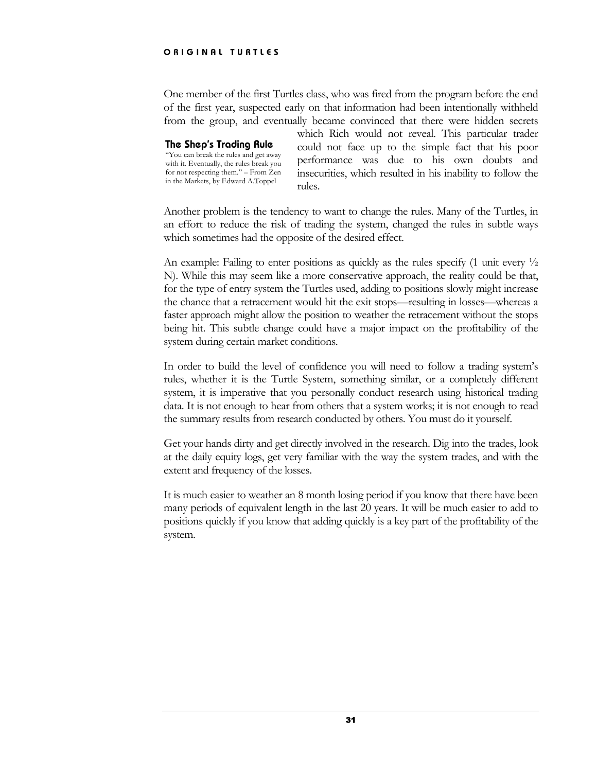One member of the first Turtles class, who was fired from the program before the end of the first year, suspected early on that information had been intentionally withheld from the group, and eventually became convinced that there were hidden secrets which Rich would not reveal. This particular trader could not face up to the simple fact that his poor performance was due to his own doubts and insecurities, which resulted in his inability to follow the rules.

**The Shep's Trading Rule**

"You can break the rules and get away with it. Eventually, the rules break you for not respecting them." – From Zen in the Markets, by Edward A.Toppel

Another problem is the tendency to want to change the rules. Many of the Turtles, in an effort to reduce the risk of trading the system, changed the rules in subtle ways which sometimes had the opposite of the desired effect.

An example: Failing to enter positions as quickly as the rules specify (1 unit every ½ N). While this may seem like a more conservative approach, the reality could be that, for the type of entry system the Turtles used, adding to positions slowly might increase the chance that a retracement would hit the exit stops—resulting in losses—whereas a faster approach might allow the position to weather the retracement without the stops being hit. This subtle change could have a major impact on the profitability of the system during certain market conditions.

In order to build the level of confidence you will need to follow a trading system's rules, whether it is the Turtle System, something similar, or a completely different system, it is imperative that you personally conduct research using historical trading data. It is not enough to hear from others that a system works; it is not enough to read the summary results from research conducted by others. You must do it yourself.

Get your hands dirty and get directly involved in the research. Dig into the trades, look at the daily equity logs, get very familiar with the way the system trades, and with the extent and frequency of the losses.

It is much easier to weather an 8 month losing period if you know that there have been many periods of equivalent length in the last 20 years. It will be much easier to add to positions quickly if you know that adding quickly is a key part of the profitability of the system.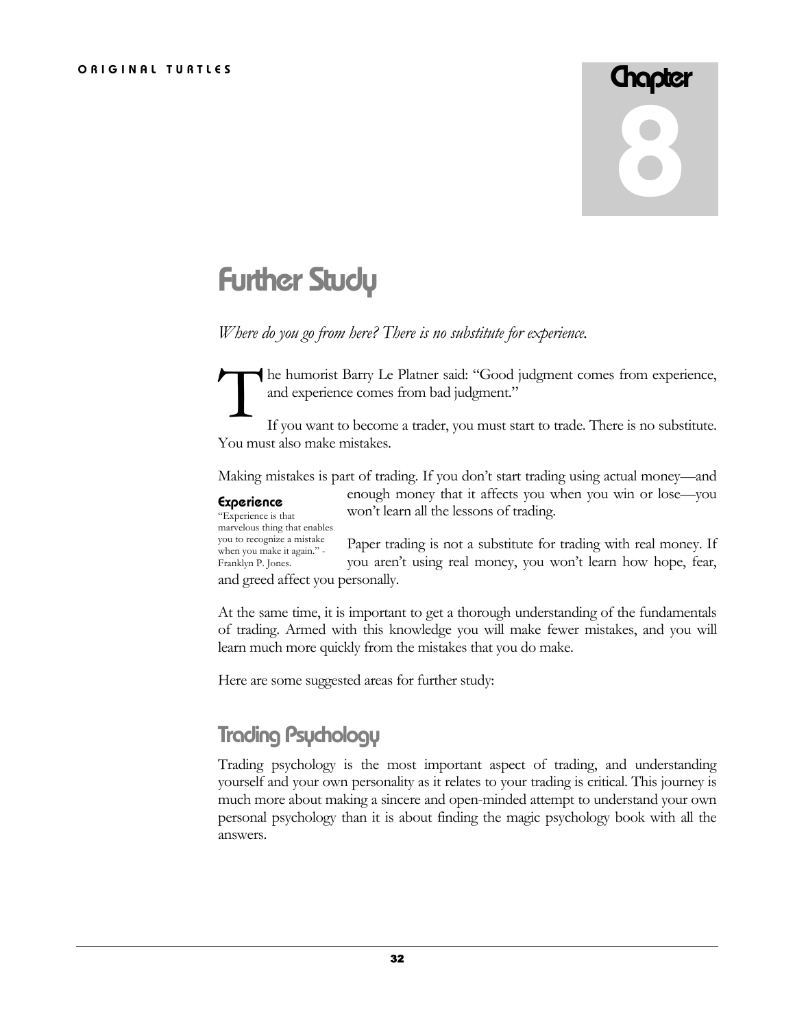# Chapter 8

# Further Study

*Where do you go from here? There is no substitute for experience.*

The humorist Barry Le Platner said: "Good judgment comes from experience, and experience comes from bad judgment."

If you want to become a trader, you must start to trade. There is no substitute. You must also make mistakes.

Making mistakes is part of trading. If you don't start trading using actual money—and enough money that it affects you when you win or lose—you won't learn all the lessons of trading.

**Experience**
"Experience is that marvelous thing that enables you to recognize a mistake when you make it again." - Franklyn P. Jones.

Paper trading is not a substitute for trading with real money. If you aren't using real money, you won't learn how hope, fear, and greed affect you personally.

At the same time, it is important to get a thorough understanding of the fundamentals of trading. Armed with this knowledge you will make fewer mistakes, and you will learn much more quickly from the mistakes that you do make.

Here are some suggested areas for further study:

## Trading Psychology

Trading psychology is the most important aspect of trading, and understanding yourself and your own personality as it relates to your trading is critical. This journey is much more about making a sincere and open-minded attempt to understand your own personal psychology than it is about finding the magic psychology book with all the answers.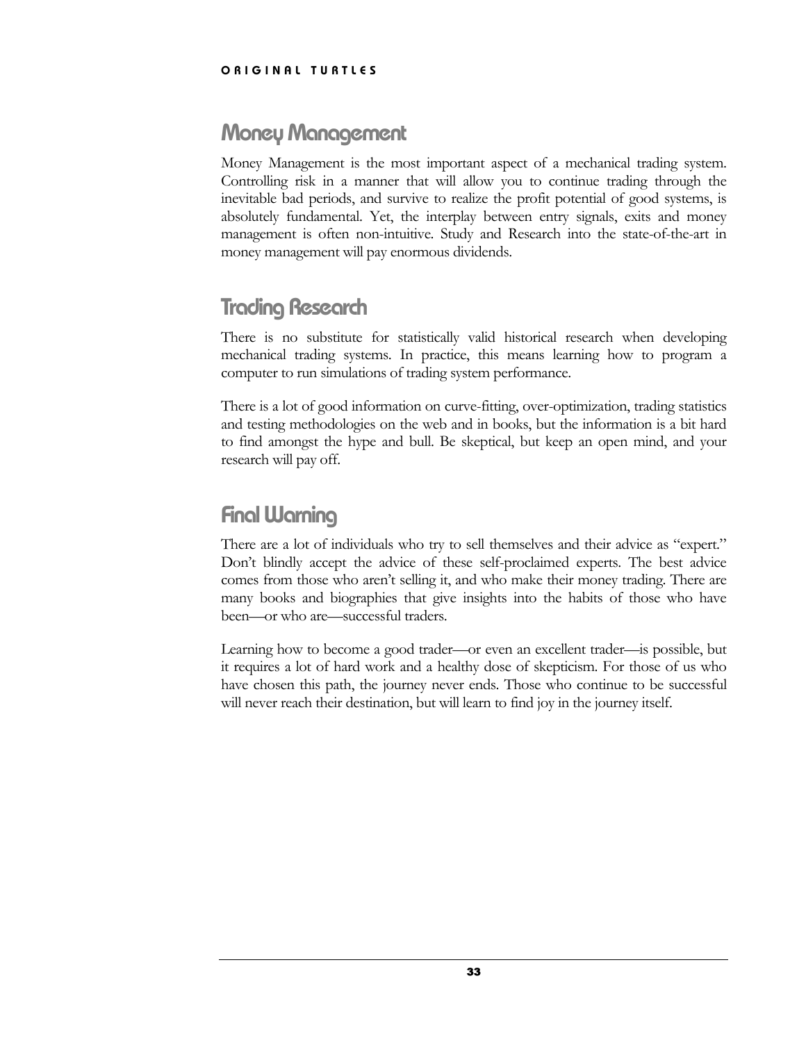## Money Management

Money Management is the most important aspect of a mechanical trading system. Controlling risk in a manner that will allow you to continue trading through the inevitable bad periods, and survive to realize the profit potential of good systems, is absolutely fundamental. Yet, the interplay between entry signals, exits and money management is often non-intuitive. Study and Research into the state-of-the-art in money management will pay enormous dividends.

## Trading Research

There is no substitute for statistically valid historical research when developing mechanical trading systems. In practice, this means learning how to program a computer to run simulations of trading system performance.

There is a lot of good information on curve-fitting, over-optimization, trading statistics and testing methodologies on the web and in books, but the information is a bit hard to find amongst the hype and bull. Be skeptical, but keep an open mind, and your research will pay off.

## Final Warning

There are a lot of individuals who try to sell themselves and their advice as "expert." Don't blindly accept the advice of these self-proclaimed experts. The best advice comes from those who aren't selling it, and who make their money trading. There are many books and biographies that give insights into the habits of those who have been—or who are—successful traders.

Learning how to become a good trader—or even an excellent trader—is possible, but it requires a lot of hard work and a healthy dose of skepticism. For those of us who have chosen this path, the journey never ends. Those who continue to be successful will never reach their destination, but will learn to find joy in the journey itself.